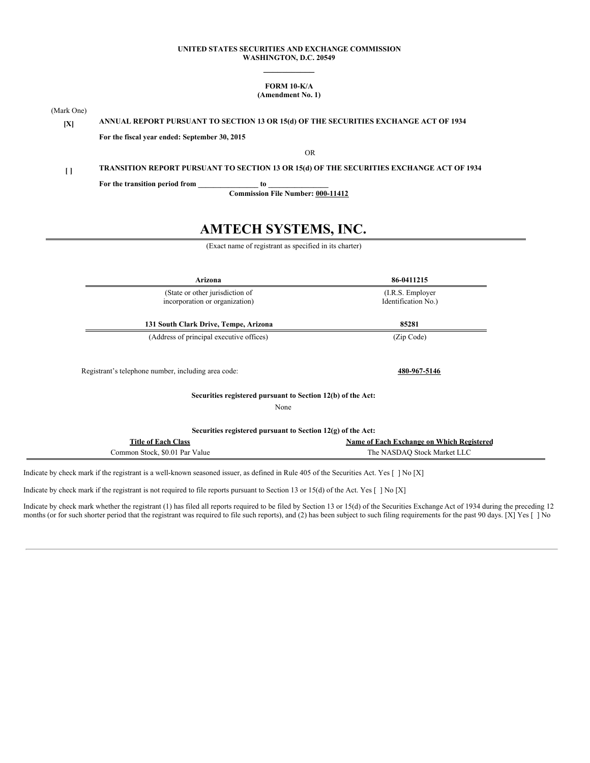**UNITED STATES SECURITIES AND EXCHANGE COMMISSION**
**WASHINGTON, D.C. 20549**

**FORM 10-K/A**
**(Amendment No. 1)**

(Mark One)

**[X]** **ANNUAL REPORT PURSUANT TO SECTION 13 OR 15(d) OF THE SECURITIES EXCHANGE ACT OF 1934**

**For the fiscal year ended: September 30, 2015**

OR

**[ ]** **TRANSITION REPORT PURSUANT TO SECTION 13 OR 15(d) OF THE SECURITIES EXCHANGE ACT OF 1934**

**For the transition period from \_\_\_\_\_\_\_\_\_\_\_\_\_\_\_\_ to \_\_\_\_\_\_\_\_\_\_\_\_\_\_\_\_**

**Commission File Number: 000-11412**

# AMTECH SYSTEMS, INC.

(Exact name of registrant as specified in its charter)

| | |
|---|---|
| **Arizona** | **86-0411215** |
| (State or other jurisdiction of incorporation or organization) | (I.R.S. Employer Identification No.) |
| **131 South Clark Drive, Tempe, Arizona** | **85281** |
| (Address of principal executive offices) | (Zip Code) |

Registrant's telephone number, including area code: **480-967-5146**

**Securities registered pursuant to Section 12(b) of the Act:**

None

**Securities registered pursuant to Section 12(g) of the Act:**

| Title of Each Class | Name of Each Exchange on Which Registered |
|---|---|
| Common Stock, $0.01 Par Value | The NASDAQ Stock Market LLC |

Indicate by check mark if the registrant is a well-known seasoned issuer, as defined in Rule 405 of the Securities Act. Yes [ ] No [X]

Indicate by check mark if the registrant is not required to file reports pursuant to Section 13 or 15(d) of the Act. Yes [ ] No [X]

Indicate by check mark whether the registrant (1) has filed all reports required to be filed by Section 13 or 15(d) of the Securities Exchange Act of 1934 during the preceding 12 months (or for such shorter period that the registrant was required to file such reports), and (2) has been subject to such filing requirements for the past 90 days. [X] Yes [ ] No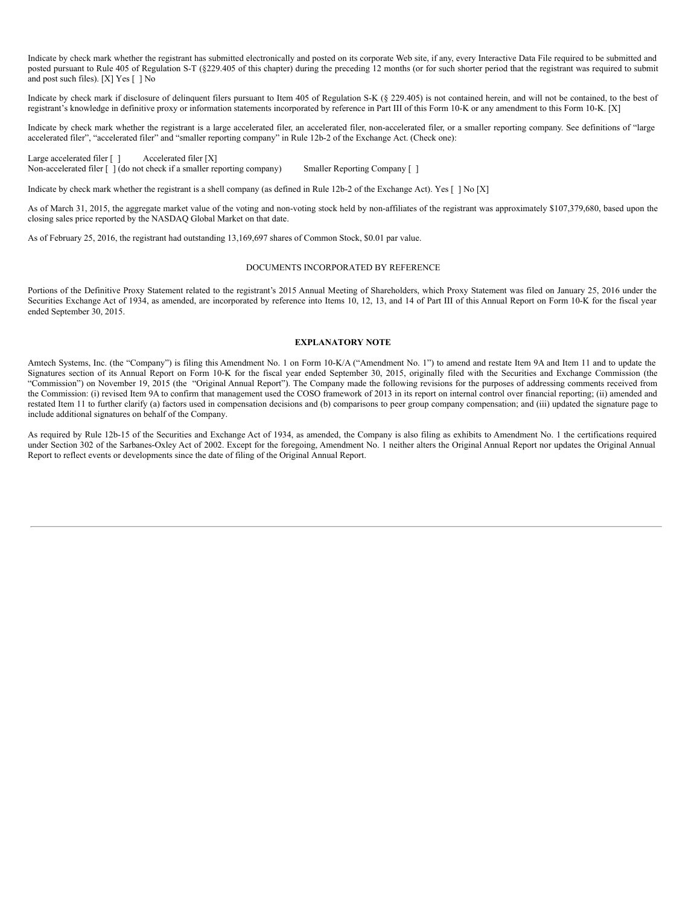Indicate by check mark whether the registrant has submitted electronically and posted on its corporate Web site, if any, every Interactive Data File required to be submitted and posted pursuant to Rule 405 of Regulation S-T (§229.405 of this chapter) during the preceding 12 months (or for such shorter period that the registrant was required to submit and post such files). [X] Yes [ ] No

Indicate by check mark if disclosure of delinquent filers pursuant to Item 405 of Regulation S-K (§ 229.405) is not contained herein, and will not be contained, to the best of registrant's knowledge in definitive proxy or information statements incorporated by reference in Part III of this Form 10-K or any amendment to this Form 10-K. [X]

Indicate by check mark whether the registrant is a large accelerated filer, an accelerated filer, non-accelerated filer, or a smaller reporting company. See definitions of "large accelerated filer", "accelerated filer" and "smaller reporting company" in Rule 12b-2 of the Exchange Act. (Check one):

Large accelerated filer [ ]     Accelerated filer [X]
Non-accelerated filer [ ] (do not check if a smaller reporting company)     Smaller Reporting Company [ ]

Indicate by check mark whether the registrant is a shell company (as defined in Rule 12b-2 of the Exchange Act). Yes [ ] No [X]

As of March 31, 2015, the aggregate market value of the voting and non-voting stock held by non-affiliates of the registrant was approximately $107,379,680, based upon the closing sales price reported by the NASDAQ Global Market on that date.

As of February 25, 2016, the registrant had outstanding 13,169,697 shares of Common Stock, $0.01 par value.

DOCUMENTS INCORPORATED BY REFERENCE

Portions of the Definitive Proxy Statement related to the registrant's 2015 Annual Meeting of Shareholders, which Proxy Statement was filed on January 25, 2016 under the Securities Exchange Act of 1934, as amended, are incorporated by reference into Items 10, 12, 13, and 14 of Part III of this Annual Report on Form 10-K for the fiscal year ended September 30, 2015.

**EXPLANATORY NOTE**

Amtech Systems, Inc. (the "Company") is filing this Amendment No. 1 on Form 10-K/A ("Amendment No. 1") to amend and restate Item 9A and Item 11 and to update the Signatures section of its Annual Report on Form 10-K for the fiscal year ended September 30, 2015, originally filed with the Securities and Exchange Commission (the "Commission") on November 19, 2015 (the "Original Annual Report"). The Company made the following revisions for the purposes of addressing comments received from the Commission: (i) revised Item 9A to confirm that management used the COSO framework of 2013 in its report on internal control over financial reporting; (ii) amended and restated Item 11 to further clarify (a) factors used in compensation decisions and (b) comparisons to peer group company compensation; and (iii) updated the signature page to include additional signatures on behalf of the Company.

As required by Rule 12b-15 of the Securities and Exchange Act of 1934, as amended, the Company is also filing as exhibits to Amendment No. 1 the certifications required under Section 302 of the Sarbanes-Oxley Act of 2002. Except for the foregoing, Amendment No. 1 neither alters the Original Annual Report nor updates the Original Annual Report to reflect events or developments since the date of filing of the Original Annual Report.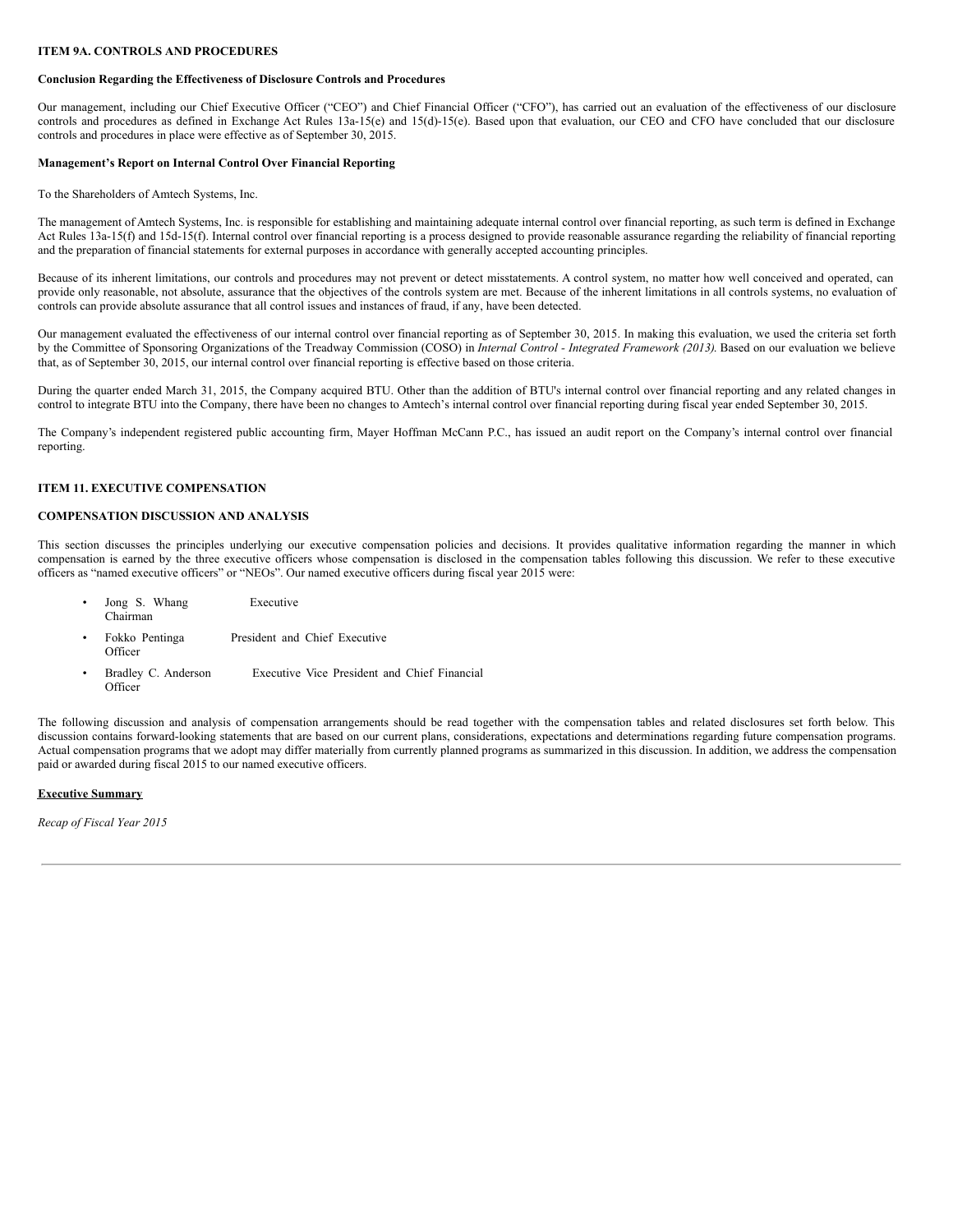**ITEM 9A. CONTROLS AND PROCEDURES**

**Conclusion Regarding the Effectiveness of Disclosure Controls and Procedures**

Our management, including our Chief Executive Officer ("CEO") and Chief Financial Officer ("CFO"), has carried out an evaluation of the effectiveness of our disclosure controls and procedures as defined in Exchange Act Rules 13a-15(e) and 15(d)-15(e). Based upon that evaluation, our CEO and CFO have concluded that our disclosure controls and procedures in place were effective as of September 30, 2015.

**Management's Report on Internal Control Over Financial Reporting**

To the Shareholders of Amtech Systems, Inc.

The management of Amtech Systems, Inc. is responsible for establishing and maintaining adequate internal control over financial reporting, as such term is defined in Exchange Act Rules 13a-15(f) and 15d-15(f). Internal control over financial reporting is a process designed to provide reasonable assurance regarding the reliability of financial reporting and the preparation of financial statements for external purposes in accordance with generally accepted accounting principles.

Because of its inherent limitations, our controls and procedures may not prevent or detect misstatements. A control system, no matter how well conceived and operated, can provide only reasonable, not absolute, assurance that the objectives of the controls system are met. Because of the inherent limitations in all controls systems, no evaluation of controls can provide absolute assurance that all control issues and instances of fraud, if any, have been detected.

Our management evaluated the effectiveness of our internal control over financial reporting as of September 30, 2015. In making this evaluation, we used the criteria set forth by the Committee of Sponsoring Organizations of the Treadway Commission (COSO) in *Internal Control - Integrated Framework (2013).* Based on our evaluation we believe that, as of September 30, 2015, our internal control over financial reporting is effective based on those criteria.

During the quarter ended March 31, 2015, the Company acquired BTU. Other than the addition of BTU's internal control over financial reporting and any related changes in control to integrate BTU into the Company, there have been no changes to Amtech's internal control over financial reporting during fiscal year ended September 30, 2015.

The Company's independent registered public accounting firm, Mayer Hoffman McCann P.C., has issued an audit report on the Company's internal control over financial reporting.

**ITEM 11. EXECUTIVE COMPENSATION**

**COMPENSATION DISCUSSION AND ANALYSIS**

This section discusses the principles underlying our executive compensation policies and decisions. It provides qualitative information regarding the manner in which compensation is earned by the three executive officers whose compensation is disclosed in the compensation tables following this discussion. We refer to these executive officers as "named executive officers" or "NEOs". Our named executive officers during fiscal year 2015 were:

- Jong S. Whang — Executive Chairman
- Fokko Pentinga — President and Chief Executive Officer
- Bradley C. Anderson — Executive Vice President and Chief Financial Officer

The following discussion and analysis of compensation arrangements should be read together with the compensation tables and related disclosures set forth below. This discussion contains forward-looking statements that are based on our current plans, considerations, expectations and determinations regarding future compensation programs. Actual compensation programs that we adopt may differ materially from currently planned programs as summarized in this discussion. In addition, we address the compensation paid or awarded during fiscal 2015 to our named executive officers.

**Executive Summary**

*Recap of Fiscal Year 2015*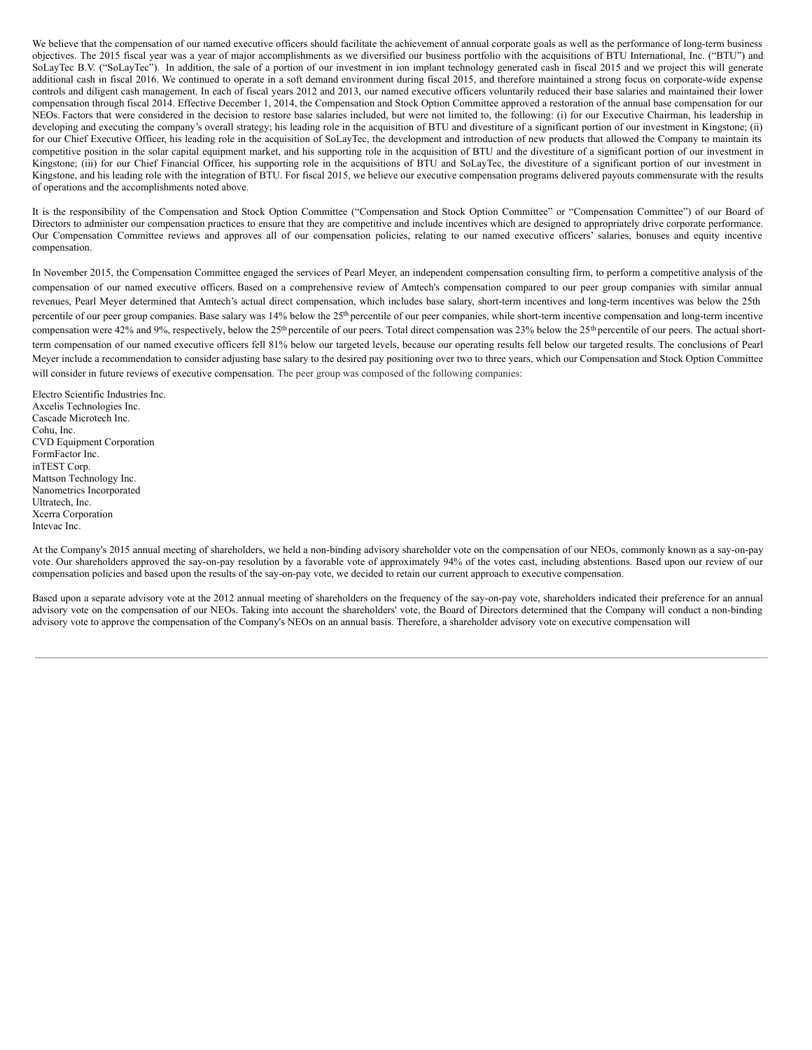We believe that the compensation of our named executive officers should facilitate the achievement of annual corporate goals as well as the performance of long-term business objectives. The 2015 fiscal year was a year of major accomplishments as we diversified our business portfolio with the acquisitions of BTU International, Inc. ("BTU") and SoLayTec B.V. ("SoLayTec"). In addition, the sale of a portion of our investment in ion implant technology generated cash in fiscal 2015 and we project this will generate additional cash in fiscal 2016. We continued to operate in a soft demand environment during fiscal 2015, and therefore maintained a strong focus on corporate-wide expense controls and diligent cash management. In each of fiscal years 2012 and 2013, our named executive officers voluntarily reduced their base salaries and maintained their lower compensation through fiscal 2014. Effective December 1, 2014, the Compensation and Stock Option Committee approved a restoration of the annual base compensation for our NEOs. Factors that were considered in the decision to restore base salaries included, but were not limited to, the following: (i) for our Executive Chairman, his leadership in developing and executing the company's overall strategy; his leading role in the acquisition of BTU and divestiture of a significant portion of our investment in Kingstone; (ii) for our Chief Executive Officer, his leading role in the acquisition of SoLayTec, the development and introduction of new products that allowed the Company to maintain its competitive position in the solar capital equipment market, and his supporting role in the acquisition of BTU and the divestiture of a significant portion of our investment in Kingstone; (iii) for our Chief Financial Officer, his supporting role in the acquisitions of BTU and SoLayTec, the divestiture of a significant portion of our investment in Kingstone, and his leading role with the integration of BTU. For fiscal 2015, we believe our executive compensation programs delivered payouts commensurate with the results of operations and the accomplishments noted above.

It is the responsibility of the Compensation and Stock Option Committee ("Compensation and Stock Option Committee" or "Compensation Committee") of our Board of Directors to administer our compensation practices to ensure that they are competitive and include incentives which are designed to appropriately drive corporate performance. Our Compensation Committee reviews and approves all of our compensation policies, relating to our named executive officers' salaries, bonuses and equity incentive compensation.

In November 2015, the Compensation Committee engaged the services of Pearl Meyer, an independent compensation consulting firm, to perform a competitive analysis of the compensation of our named executive officers. Based on a comprehensive review of Amtech's compensation compared to our peer group companies with similar annual revenues, Pearl Meyer determined that Amtech's actual direct compensation, which includes base salary, short-term incentives and long-term incentives was below the 25th percentile of our peer group companies. Base salary was 14% below the 25th percentile of our peer companies, while short-term incentive compensation and long-term incentive compensation were 42% and 9%, respectively, below the 25th percentile of our peers. Total direct compensation was 23% below the 25th percentile of our peers. The actual short-term compensation of our named executive officers fell 81% below our targeted levels, because our operating results fell below our targeted results. The conclusions of Pearl Meyer include a recommendation to consider adjusting base salary to the desired pay positioning over two to three years, which our Compensation and Stock Option Committee will consider in future reviews of executive compensation. The peer group was composed of the following companies:

Electro Scientific Industries Inc.
Axcelis Technologies Inc.
Cascade Microtech Inc.
Cohu, Inc.
CVD Equipment Corporation
FormFactor Inc.
inTEST Corp.
Mattson Technology Inc.
Nanometrics Incorporated
Ultratech, Inc.
Xcerra Corporation
Intevac Inc.

At the Company's 2015 annual meeting of shareholders, we held a non-binding advisory shareholder vote on the compensation of our NEOs, commonly known as a say-on-pay vote. Our shareholders approved the say-on-pay resolution by a favorable vote of approximately 94% of the votes cast, including abstentions. Based upon our review of our compensation policies and based upon the results of the say-on-pay vote, we decided to retain our current approach to executive compensation.

Based upon a separate advisory vote at the 2012 annual meeting of shareholders on the frequency of the say-on-pay vote, shareholders indicated their preference for an annual advisory vote on the compensation of our NEOs. Taking into account the shareholders' vote, the Board of Directors determined that the Company will conduct a non-binding advisory vote to approve the compensation of the Company's NEOs on an annual basis. Therefore, a shareholder advisory vote on executive compensation will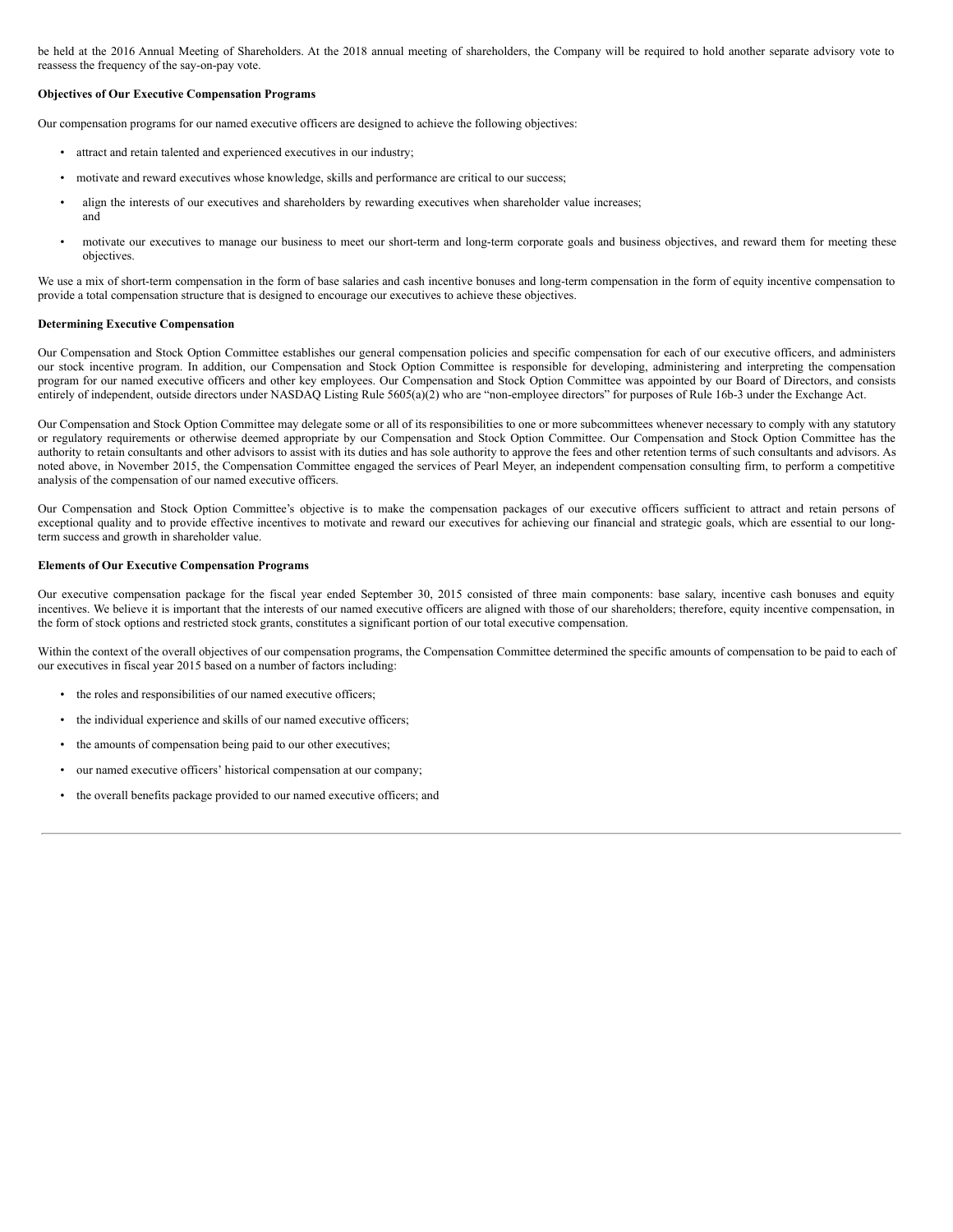be held at the 2016 Annual Meeting of Shareholders. At the 2018 annual meeting of shareholders, the Company will be required to hold another separate advisory vote to reassess the frequency of the say-on-pay vote.

**Objectives of Our Executive Compensation Programs**

Our compensation programs for our named executive officers are designed to achieve the following objectives:

- attract and retain talented and experienced executives in our industry;
- motivate and reward executives whose knowledge, skills and performance are critical to our success;
- align the interests of our executives and shareholders by rewarding executives when shareholder value increases; and
- motivate our executives to manage our business to meet our short-term and long-term corporate goals and business objectives, and reward them for meeting these objectives.

We use a mix of short-term compensation in the form of base salaries and cash incentive bonuses and long-term compensation in the form of equity incentive compensation to provide a total compensation structure that is designed to encourage our executives to achieve these objectives.

**Determining Executive Compensation**

Our Compensation and Stock Option Committee establishes our general compensation policies and specific compensation for each of our executive officers, and administers our stock incentive program. In addition, our Compensation and Stock Option Committee is responsible for developing, administering and interpreting the compensation program for our named executive officers and other key employees. Our Compensation and Stock Option Committee was appointed by our Board of Directors, and consists entirely of independent, outside directors under NASDAQ Listing Rule 5605(a)(2) who are "non-employee directors" for purposes of Rule 16b-3 under the Exchange Act.

Our Compensation and Stock Option Committee may delegate some or all of its responsibilities to one or more subcommittees whenever necessary to comply with any statutory or regulatory requirements or otherwise deemed appropriate by our Compensation and Stock Option Committee. Our Compensation and Stock Option Committee has the authority to retain consultants and other advisors to assist with its duties and has sole authority to approve the fees and other retention terms of such consultants and advisors. As noted above, in November 2015, the Compensation Committee engaged the services of Pearl Meyer, an independent compensation consulting firm, to perform a competitive analysis of the compensation of our named executive officers.

Our Compensation and Stock Option Committee's objective is to make the compensation packages of our executive officers sufficient to attract and retain persons of exceptional quality and to provide effective incentives to motivate and reward our executives for achieving our financial and strategic goals, which are essential to our long-term success and growth in shareholder value.

**Elements of Our Executive Compensation Programs**

Our executive compensation package for the fiscal year ended September 30, 2015 consisted of three main components: base salary, incentive cash bonuses and equity incentives. We believe it is important that the interests of our named executive officers are aligned with those of our shareholders; therefore, equity incentive compensation, in the form of stock options and restricted stock grants, constitutes a significant portion of our total executive compensation.

Within the context of the overall objectives of our compensation programs, the Compensation Committee determined the specific amounts of compensation to be paid to each of our executives in fiscal year 2015 based on a number of factors including:

- the roles and responsibilities of our named executive officers;
- the individual experience and skills of our named executive officers;
- the amounts of compensation being paid to our other executives;
- our named executive officers' historical compensation at our company;
- the overall benefits package provided to our named executive officers; and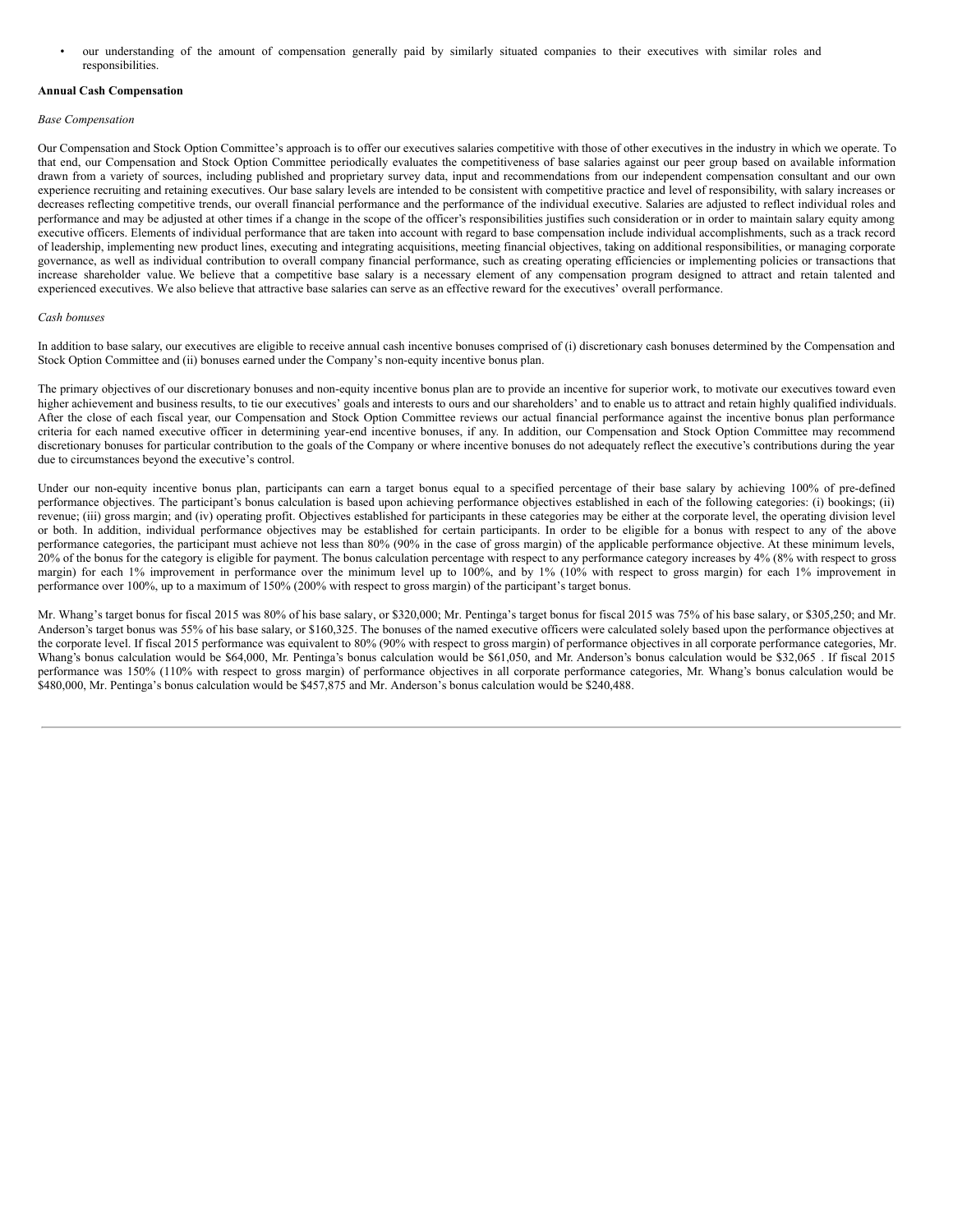- our understanding of the amount of compensation generally paid by similarly situated companies to their executives with similar roles and responsibilities.

**Annual Cash Compensation**

*Base Compensation*

Our Compensation and Stock Option Committee's approach is to offer our executives salaries competitive with those of other executives in the industry in which we operate. To that end, our Compensation and Stock Option Committee periodically evaluates the competitiveness of base salaries against our peer group based on available information drawn from a variety of sources, including published and proprietary survey data, input and recommendations from our independent compensation consultant and our own experience recruiting and retaining executives. Our base salary levels are intended to be consistent with competitive practice and level of responsibility, with salary increases or decreases reflecting competitive trends, our overall financial performance and the performance of the individual executive. Salaries are adjusted to reflect individual roles and performance and may be adjusted at other times if a change in the scope of the officer's responsibilities justifies such consideration or in order to maintain salary equity among executive officers. Elements of individual performance that are taken into account with regard to base compensation include individual accomplishments, such as a track record of leadership, implementing new product lines, executing and integrating acquisitions, meeting financial objectives, taking on additional responsibilities, or managing corporate governance, as well as individual contribution to overall company financial performance, such as creating operating efficiencies or implementing policies or transactions that increase shareholder value. We believe that a competitive base salary is a necessary element of any compensation program designed to attract and retain talented and experienced executives. We also believe that attractive base salaries can serve as an effective reward for the executives' overall performance.

*Cash bonuses*

In addition to base salary, our executives are eligible to receive annual cash incentive bonuses comprised of (i) discretionary cash bonuses determined by the Compensation and Stock Option Committee and (ii) bonuses earned under the Company's non-equity incentive bonus plan.

The primary objectives of our discretionary bonuses and non-equity incentive bonus plan are to provide an incentive for superior work, to motivate our executives toward even higher achievement and business results, to tie our executives' goals and interests to ours and our shareholders' and to enable us to attract and retain highly qualified individuals. After the close of each fiscal year, our Compensation and Stock Option Committee reviews our actual financial performance against the incentive bonus plan performance criteria for each named executive officer in determining year-end incentive bonuses, if any. In addition, our Compensation and Stock Option Committee may recommend discretionary bonuses for particular contribution to the goals of the Company or where incentive bonuses do not adequately reflect the executive's contributions during the year due to circumstances beyond the executive's control.

Under our non-equity incentive bonus plan, participants can earn a target bonus equal to a specified percentage of their base salary by achieving 100% of pre-defined performance objectives. The participant's bonus calculation is based upon achieving performance objectives established in each of the following categories: (i) bookings; (ii) revenue; (iii) gross margin; and (iv) operating profit. Objectives established for participants in these categories may be either at the corporate level, the operating division level or both. In addition, individual performance objectives may be established for certain participants. In order to be eligible for a bonus with respect to any of the above performance categories, the participant must achieve not less than 80% (90% in the case of gross margin) of the applicable performance objective. At these minimum levels, 20% of the bonus for the category is eligible for payment. The bonus calculation percentage with respect to any performance category increases by 4% (8% with respect to gross margin) for each 1% improvement in performance over the minimum level up to 100%, and by 1% (10% with respect to gross margin) for each 1% improvement in performance over 100%, up to a maximum of 150% (200% with respect to gross margin) of the participant's target bonus.

Mr. Whang's target bonus for fiscal 2015 was 80% of his base salary, or $320,000; Mr. Pentinga's target bonus for fiscal 2015 was 75% of his base salary, or $305,250; and Mr. Anderson's target bonus was 55% of his base salary, or $160,325. The bonuses of the named executive officers were calculated solely based upon the performance objectives at the corporate level. If fiscal 2015 performance was equivalent to 80% (90% with respect to gross margin) of performance objectives in all corporate performance categories, Mr. Whang's bonus calculation would be $64,000, Mr. Pentinga's bonus calculation would be $61,050, and Mr. Anderson's bonus calculation would be $32,065 . If fiscal 2015 performance was 150% (110% with respect to gross margin) of performance objectives in all corporate performance categories, Mr. Whang's bonus calculation would be $480,000, Mr. Pentinga's bonus calculation would be $457,875 and Mr. Anderson's bonus calculation would be $240,488.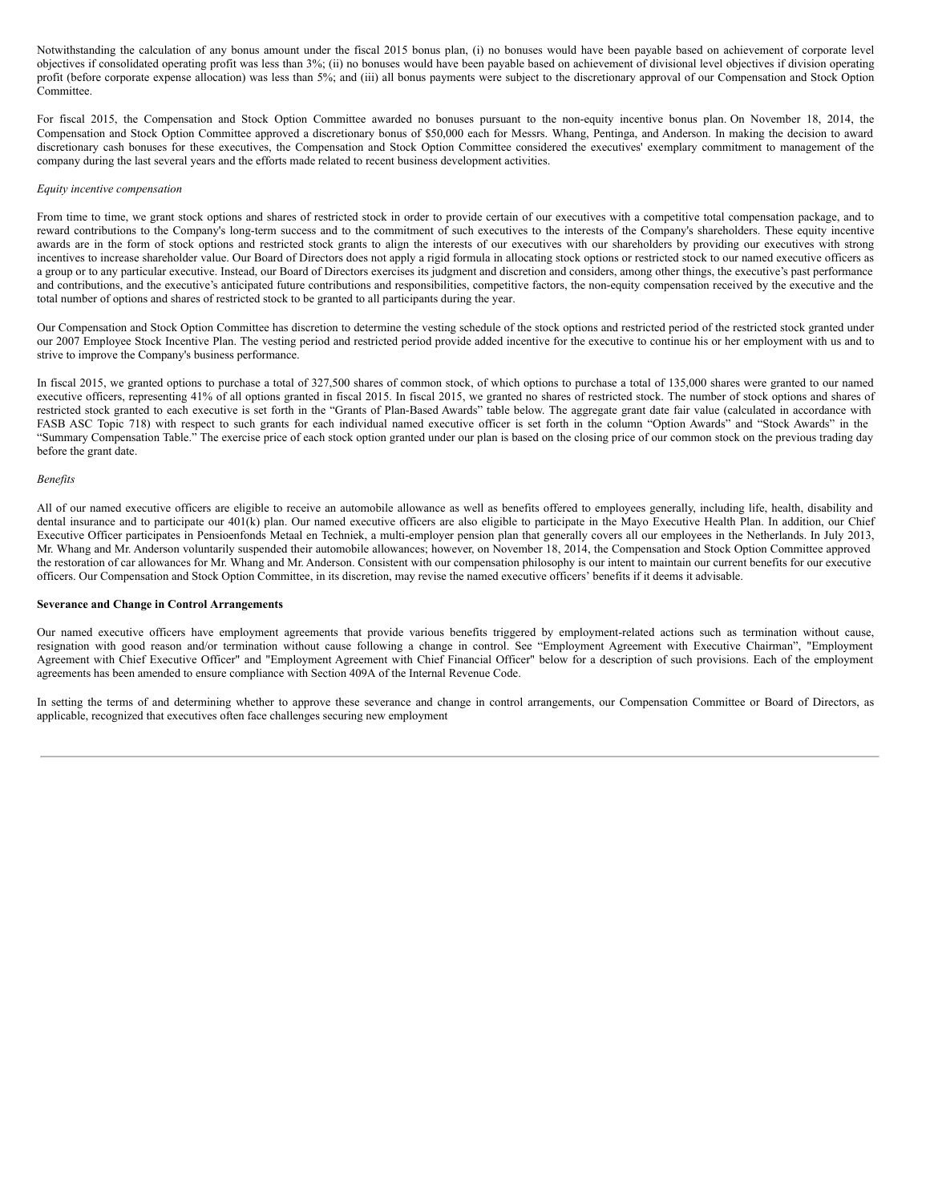Notwithstanding the calculation of any bonus amount under the fiscal 2015 bonus plan, (i) no bonuses would have been payable based on achievement of corporate level objectives if consolidated operating profit was less than 3%; (ii) no bonuses would have been payable based on achievement of divisional level objectives if division operating profit (before corporate expense allocation) was less than 5%; and (iii) all bonus payments were subject to the discretionary approval of our Compensation and Stock Option Committee.

For fiscal 2015, the Compensation and Stock Option Committee awarded no bonuses pursuant to the non-equity incentive bonus plan. On November 18, 2014, the Compensation and Stock Option Committee approved a discretionary bonus of $50,000 each for Messrs. Whang, Pentinga, and Anderson. In making the decision to award discretionary cash bonuses for these executives, the Compensation and Stock Option Committee considered the executives' exemplary commitment to management of the company during the last several years and the efforts made related to recent business development activities.

*Equity incentive compensation*

From time to time, we grant stock options and shares of restricted stock in order to provide certain of our executives with a competitive total compensation package, and to reward contributions to the Company's long-term success and to the commitment of such executives to the interests of the Company's shareholders. These equity incentive awards are in the form of stock options and restricted stock grants to align the interests of our executives with our shareholders by providing our executives with strong incentives to increase shareholder value. Our Board of Directors does not apply a rigid formula in allocating stock options or restricted stock to our named executive officers as a group or to any particular executive. Instead, our Board of Directors exercises its judgment and discretion and considers, among other things, the executive's past performance and contributions, and the executive's anticipated future contributions and responsibilities, competitive factors, the non-equity compensation received by the executive and the total number of options and shares of restricted stock to be granted to all participants during the year.

Our Compensation and Stock Option Committee has discretion to determine the vesting schedule of the stock options and restricted period of the restricted stock granted under our 2007 Employee Stock Incentive Plan. The vesting period and restricted period provide added incentive for the executive to continue his or her employment with us and to strive to improve the Company's business performance.

In fiscal 2015, we granted options to purchase a total of 327,500 shares of common stock, of which options to purchase a total of 135,000 shares were granted to our named executive officers, representing 41% of all options granted in fiscal 2015. In fiscal 2015, we granted no shares of restricted stock. The number of stock options and shares of restricted stock granted to each executive is set forth in the "Grants of Plan-Based Awards" table below. The aggregate grant date fair value (calculated in accordance with FASB ASC Topic 718) with respect to such grants for each individual named executive officer is set forth in the column "Option Awards" and "Stock Awards" in the "Summary Compensation Table." The exercise price of each stock option granted under our plan is based on the closing price of our common stock on the previous trading day before the grant date.

*Benefits*

All of our named executive officers are eligible to receive an automobile allowance as well as benefits offered to employees generally, including life, health, disability and dental insurance and to participate our 401(k) plan. Our named executive officers are also eligible to participate in the Mayo Executive Health Plan. In addition, our Chief Executive Officer participates in Pensioenfonds Metaal en Techniek, a multi-employer pension plan that generally covers all our employees in the Netherlands. In July 2013, Mr. Whang and Mr. Anderson voluntarily suspended their automobile allowances; however, on November 18, 2014, the Compensation and Stock Option Committee approved the restoration of car allowances for Mr. Whang and Mr. Anderson. Consistent with our compensation philosophy is our intent to maintain our current benefits for our executive officers. Our Compensation and Stock Option Committee, in its discretion, may revise the named executive officers' benefits if it deems it advisable.

**Severance and Change in Control Arrangements**

Our named executive officers have employment agreements that provide various benefits triggered by employment-related actions such as termination without cause, resignation with good reason and/or termination without cause following a change in control. See "Employment Agreement with Executive Chairman", "Employment Agreement with Chief Executive Officer" and "Employment Agreement with Chief Financial Officer" below for a description of such provisions. Each of the employment agreements has been amended to ensure compliance with Section 409A of the Internal Revenue Code.

In setting the terms of and determining whether to approve these severance and change in control arrangements, our Compensation Committee or Board of Directors, as applicable, recognized that executives often face challenges securing new employment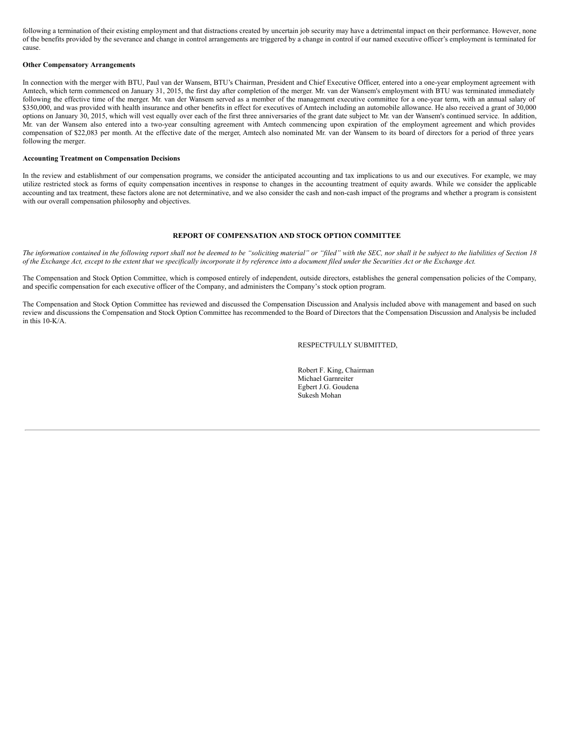following a termination of their existing employment and that distractions created by uncertain job security may have a detrimental impact on their performance. However, none of the benefits provided by the severance and change in control arrangements are triggered by a change in control if our named executive officer's employment is terminated for cause.

**Other Compensatory Arrangements**

In connection with the merger with BTU, Paul van der Wansem, BTU's Chairman, President and Chief Executive Officer, entered into a one-year employment agreement with Amtech, which term commenced on January 31, 2015, the first day after completion of the merger. Mr. van der Wansem's employment with BTU was terminated immediately following the effective time of the merger. Mr. van der Wansem served as a member of the management executive committee for a one-year term, with an annual salary of $350,000, and was provided with health insurance and other benefits in effect for executives of Amtech including an automobile allowance. He also received a grant of 30,000 options on January 30, 2015, which will vest equally over each of the first three anniversaries of the grant date subject to Mr. van der Wansem's continued service. In addition, Mr. van der Wansem also entered into a two-year consulting agreement with Amtech commencing upon expiration of the employment agreement and which provides compensation of $22,083 per month. At the effective date of the merger, Amtech also nominated Mr. van der Wansem to its board of directors for a period of three years following the merger.

**Accounting Treatment on Compensation Decisions**

In the review and establishment of our compensation programs, we consider the anticipated accounting and tax implications to us and our executives. For example, we may utilize restricted stock as forms of equity compensation incentives in response to changes in the accounting treatment of equity awards. While we consider the applicable accounting and tax treatment, these factors alone are not determinative, and we also consider the cash and non-cash impact of the programs and whether a program is consistent with our overall compensation philosophy and objectives.

## REPORT OF COMPENSATION AND STOCK OPTION COMMITTEE

*The information contained in the following report shall not be deemed to be "soliciting material" or "filed" with the SEC, nor shall it be subject to the liabilities of Section 18 of the Exchange Act, except to the extent that we specifically incorporate it by reference into a document filed under the Securities Act or the Exchange Act.*

The Compensation and Stock Option Committee, which is composed entirely of independent, outside directors, establishes the general compensation policies of the Company, and specific compensation for each executive officer of the Company, and administers the Company's stock option program.

The Compensation and Stock Option Committee has reviewed and discussed the Compensation Discussion and Analysis included above with management and based on such review and discussions the Compensation and Stock Option Committee has recommended to the Board of Directors that the Compensation Discussion and Analysis be included in this 10-K/A.

RESPECTFULLY SUBMITTED,

Robert F. King, Chairman
Michael Garnreiter
Egbert J.G. Goudena
Sukesh Mohan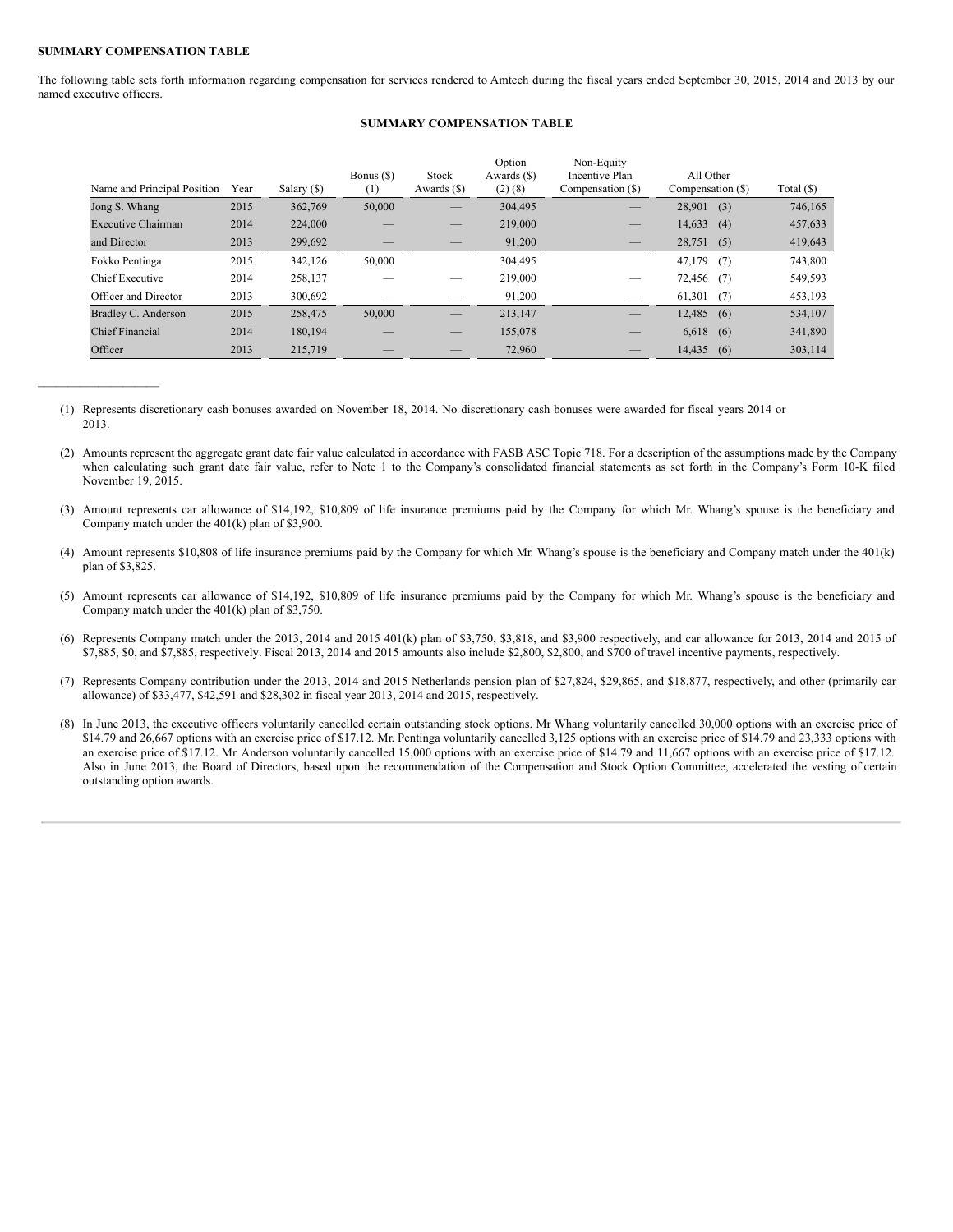**SUMMARY COMPENSATION TABLE**

The following table sets forth information regarding compensation for services rendered to Amtech during the fiscal years ended September 30, 2015, 2014 and 2013 by our named executive officers.

**SUMMARY COMPENSATION TABLE**

| Name and Principal Position | Year | Salary ($) | Bonus ($) (1) | Stock Awards ($) | Option Awards ($) (2) (8) | Non-Equity Incentive Plan Compensation ($) | All Other Compensation ($) | Total ($) |
|---|---|---|---|---|---|---|---|---|
| Jong S. Whang | 2015 | 362,769 | 50,000 | — | 304,495 | — | 28,901 (3) | 746,165 |
| Executive Chairman | 2014 | 224,000 | — | — | 219,000 | — | 14,633 (4) | 457,633 |
| and Director | 2013 | 299,692 | — | — | 91,200 | — | 28,751 (5) | 419,643 |
| Fokko Pentinga | 2015 | 342,126 | 50,000 | | 304,495 | | 47,179 (7) | 743,800 |
| Chief Executive | 2014 | 258,137 | — | — | 219,000 | — | 72,456 (7) | 549,593 |
| Officer and Director | 2013 | 300,692 | — | — | 91,200 | — | 61,301 (7) | 453,193 |
| Bradley C. Anderson | 2015 | 258,475 | 50,000 | — | 213,147 | — | 12,485 (6) | 534,107 |
| Chief Financial | 2014 | 180,194 | — | — | 155,078 | — | 6,618 (6) | 341,890 |
| Officer | 2013 | 215,719 | — | — | 72,960 | — | 14,435 (6) | 303,114 |

(1) Represents discretionary cash bonuses awarded on November 18, 2014. No discretionary cash bonuses were awarded for fiscal years 2014 or 2013.

(2) Amounts represent the aggregate grant date fair value calculated in accordance with FASB ASC Topic 718. For a description of the assumptions made by the Company when calculating such grant date fair value, refer to Note 1 to the Company's consolidated financial statements as set forth in the Company's Form 10-K filed November 19, 2015.

(3) Amount represents car allowance of $14,192, $10,809 of life insurance premiums paid by the Company for which Mr. Whang's spouse is the beneficiary and Company match under the 401(k) plan of $3,900.

(4) Amount represents $10,808 of life insurance premiums paid by the Company for which Mr. Whang's spouse is the beneficiary and Company match under the 401(k) plan of $3,825.

(5) Amount represents car allowance of $14,192, $10,809 of life insurance premiums paid by the Company for which Mr. Whang's spouse is the beneficiary and Company match under the 401(k) plan of $3,750.

(6) Represents Company match under the 2013, 2014 and 2015 401(k) plan of $3,750, $3,818, and $3,900 respectively, and car allowance for 2013, 2014 and 2015 of $7,885, $0, and $7,885, respectively. Fiscal 2013, 2014 and 2015 amounts also include $2,800, $2,800, and $700 of travel incentive payments, respectively.

(7) Represents Company contribution under the 2013, 2014 and 2015 Netherlands pension plan of $27,824, $29,865, and $18,877, respectively, and other (primarily car allowance) of $33,477, $42,591 and $28,302 in fiscal year 2013, 2014 and 2015, respectively.

(8) In June 2013, the executive officers voluntarily cancelled certain outstanding stock options. Mr Whang voluntarily cancelled 30,000 options with an exercise price of $14.79 and 26,667 options with an exercise price of $17.12. Mr. Pentinga voluntarily cancelled 3,125 options with an exercise price of $14.79 and 23,333 options with an exercise price of $17.12. Mr. Anderson voluntarily cancelled 15,000 options with an exercise price of $14.79 and 11,667 options with an exercise price of $17.12. Also in June 2013, the Board of Directors, based upon the recommendation of the Compensation and Stock Option Committee, accelerated the vesting of certain outstanding option awards.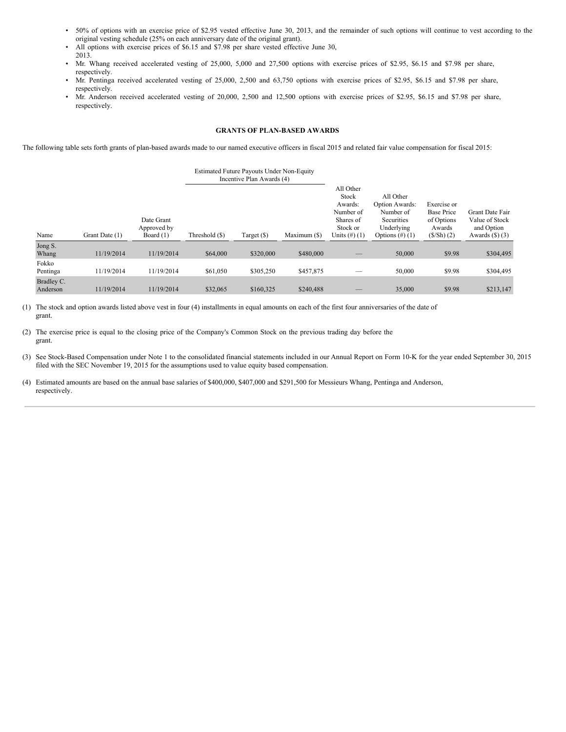- 50% of options with an exercise price of $2.95 vested effective June 30, 2013, and the remainder of such options will continue to vest according to the original vesting schedule (25% on each anniversary date of the original grant).
- All options with exercise prices of $6.15 and $7.98 per share vested effective June 30, 2013.
- Mr. Whang received accelerated vesting of 25,000, 5,000 and 27,500 options with exercise prices of $2.95, $6.15 and $7.98 per share, respectively.
- Mr. Pentinga received accelerated vesting of 25,000, 2,500 and 63,750 options with exercise prices of $2.95, $6.15 and $7.98 per share, respectively.
- Mr. Anderson received accelerated vesting of 20,000, 2,500 and 12,500 options with exercise prices of $2.95, $6.15 and $7.98 per share, respectively.

## GRANTS OF PLAN-BASED AWARDS

The following table sets forth grants of plan-based awards made to our named executive officers in fiscal 2015 and related fair value compensation for fiscal 2015:

| | | | Estimated Future Payouts Under Non-Equity Incentive Plan Awards (4) | | | | | | |
|---|---|---|---|---|---|---|---|---|---|
| Name | Grant Date (1) | Date Grant Approved by Board (1) | Threshold ($) | Target ($) | Maximum ($) | All Other Stock Awards: Number of Shares of Stock or Units (#) (1) | All Other Option Awards: Number of Securities Underlying Options (#) (1) | Exercise or Base Price of Options Awards ($/Sh) (2) | Grant Date Fair Value of Stock and Option Awards ($) (3) |
| Jong S. Whang | 11/19/2014 | 11/19/2014 | $64,000 | $320,000 | $480,000 | — | 50,000 | $9.98 | $304,495 |
| Fokko Pentinga | 11/19/2014 | 11/19/2014 | $61,050 | $305,250 | $457,875 | — | 50,000 | $9.98 | $304,495 |
| Bradley C. Anderson | 11/19/2014 | 11/19/2014 | $32,065 | $160,325 | $240,488 | — | 35,000 | $9.98 | $213,147 |

(1) The stock and option awards listed above vest in four (4) installments in equal amounts on each of the first four anniversaries of the date of grant.

(2) The exercise price is equal to the closing price of the Company's Common Stock on the previous trading day before the grant.

(3) See Stock-Based Compensation under Note 1 to the consolidated financial statements included in our Annual Report on Form 10-K for the year ended September 30, 2015 filed with the SEC November 19, 2015 for the assumptions used to value equity based compensation.

(4) Estimated amounts are based on the annual base salaries of $400,000, $407,000 and $291,500 for Messieurs Whang, Pentinga and Anderson, respectively.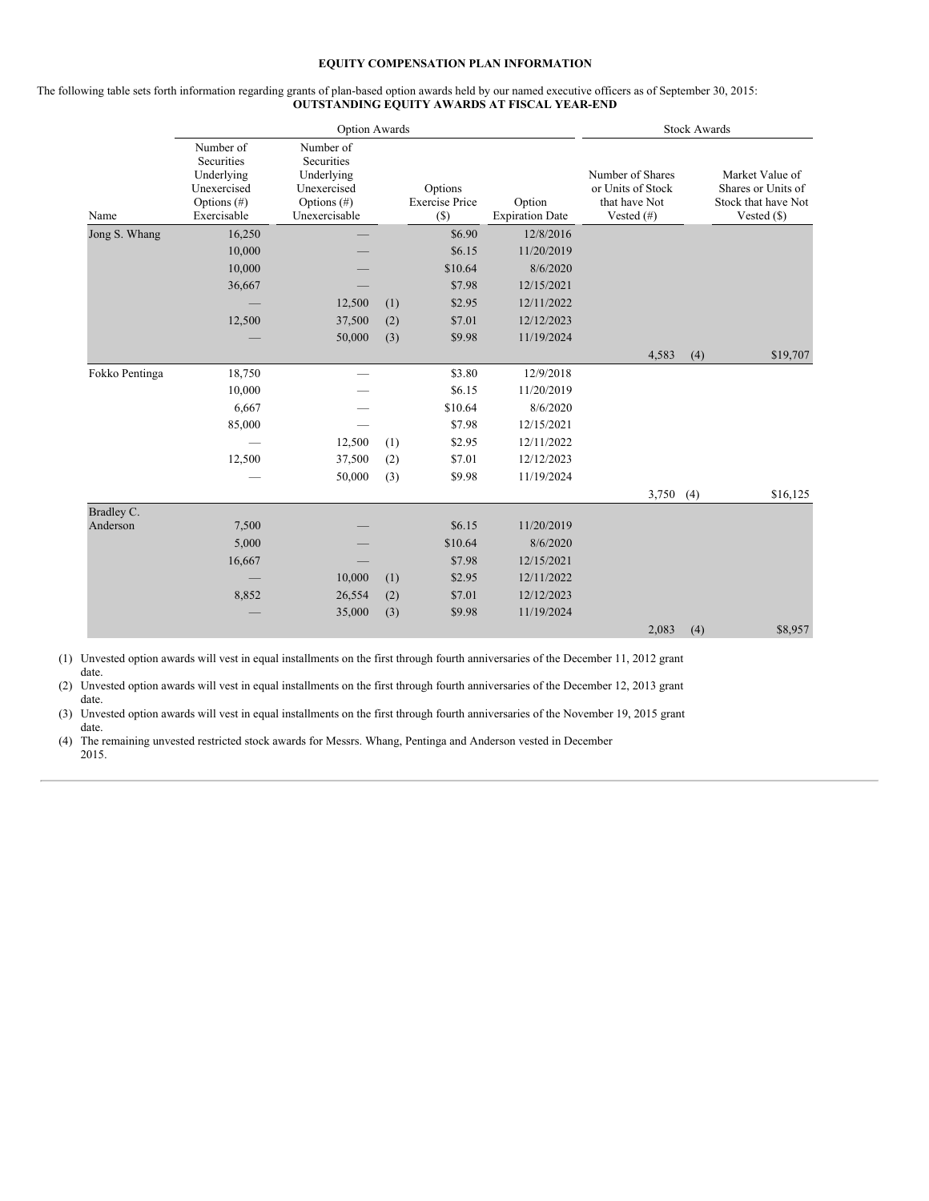### EQUITY COMPENSATION PLAN INFORMATION

The following table sets forth information regarding grants of plan-based option awards held by our named executive officers as of September 30, 2015:

**OUTSTANDING EQUITY AWARDS AT FISCAL YEAR-END**

| | Option Awards | | | | Stock Awards | |
|---|---|---|---|---|---|---|
| Name | Number of Securities Underlying Unexercised Options (#) Exercisable | Number of Securities Underlying Unexercised Options (#) Unexercisable | Options Exercise Price ($) | Option Expiration Date | Number of Shares or Units of Stock that have Not Vested (#) | Market Value of Shares or Units of Stock that have Not Vested ($) |
| Jong S. Whang | 16,250 | — | $6.90 | 12/8/2016 | | |
| | 10,000 | — | $6.15 | 11/20/2019 | | |
| | 10,000 | — | $10.64 | 8/6/2020 | | |
| | 36,667 | — | $7.98 | 12/15/2021 | | |
| | — | 12,500 (1) | $2.95 | 12/11/2022 | | |
| | 12,500 | 37,500 (2) | $7.01 | 12/12/2023 | | |
| | — | 50,000 (3) | $9.98 | 11/19/2024 | | |
| | | | | | 4,583 (4) | $19,707 |
| Fokko Pentinga | 18,750 | — | $3.80 | 12/9/2018 | | |
| | 10,000 | — | $6.15 | 11/20/2019 | | |
| | 6,667 | — | $10.64 | 8/6/2020 | | |
| | 85,000 | — | $7.98 | 12/15/2021 | | |
| | — | 12,500 (1) | $2.95 | 12/11/2022 | | |
| | 12,500 | 37,500 (2) | $7.01 | 12/12/2023 | | |
| | — | 50,000 (3) | $9.98 | 11/19/2024 | | |
| | | | | | 3,750 (4) | $16,125 |
| Bradley C. Anderson | 7,500 | — | $6.15 | 11/20/2019 | | |
| | 5,000 | — | $10.64 | 8/6/2020 | | |
| | 16,667 | — | $7.98 | 12/15/2021 | | |
| | — | 10,000 (1) | $2.95 | 12/11/2022 | | |
| | 8,852 | 26,554 (2) | $7.01 | 12/12/2023 | | |
| | — | 35,000 (3) | $9.98 | 11/19/2024 | | |
| | | | | | 2,083 (4) | $8,957 |

(1) Unvested option awards will vest in equal installments on the first through fourth anniversaries of the December 11, 2012 grant date.

(2) Unvested option awards will vest in equal installments on the first through fourth anniversaries of the December 12, 2013 grant date.

(3) Unvested option awards will vest in equal installments on the first through fourth anniversaries of the November 19, 2015 grant date.

(4) The remaining unvested restricted stock awards for Messrs. Whang, Pentinga and Anderson vested in December 2015.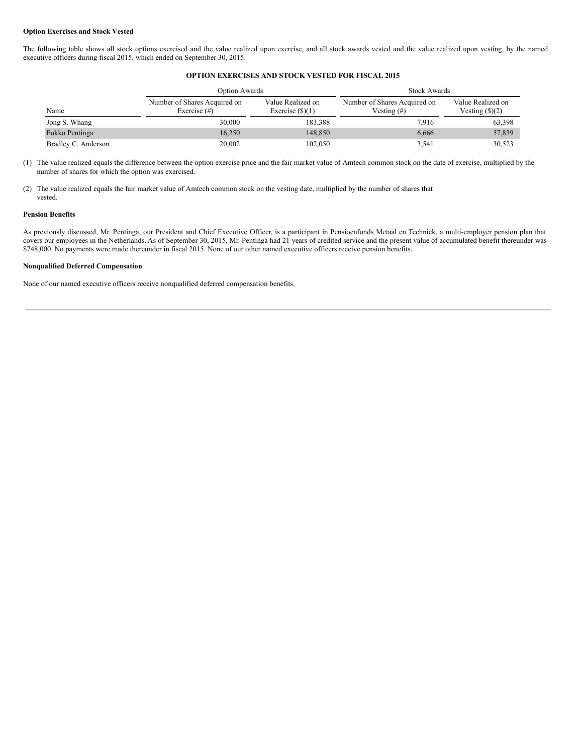**Option Exercises and Stock Vested**

The following table shows all stock options exercised and the value realized upon exercise, and all stock awards vested and the value realized upon vesting, by the named executive officers during fiscal 2015, which ended on September 30, 2015.

**OPTION EXERCISES AND STOCK VESTED FOR FISCAL 2015**

| | Option Awards | | Stock Awards | |
|---|---|---|---|---|
| Name | Number of Shares Acquired on Exercise (#) | Value Realized on Exercise ($)(1) | Number of Shares Acquired on Vesting (#) | Value Realized on Vesting ($)(2) |
| Jong S. Whang | 30,000 | 183,388 | 7,916 | 63,398 |
| Fokko Pentinga | 16,250 | 148,850 | 6,666 | 57,839 |
| Bradley C. Anderson | 20,002 | 102,050 | 3,541 | 30,523 |

(1) The value realized equals the difference between the option exercise price and the fair market value of Amtech common stock on the date of exercise, multiplied by the number of shares for which the option was exercised.

(2) The value realized equals the fair market value of Amtech common stock on the vesting date, multiplied by the number of shares that vested.

**Pension Benefits**

As previously discussed, Mr. Pentinga, our President and Chief Executive Officer, is a participant in Pensioenfonds Metaal en Techniek, a multi-employer pension plan that covers our employees in the Netherlands. As of September 30, 2015, Mr. Pentinga had 21 years of credited service and the present value of accumulated benefit thereunder was $748,000. No payments were made thereunder in fiscal 2015. None of our other named executive officers receive pension benefits.

**Nonqualified Deferred Compensation**

None of our named executive officers receive nonqualified deferred compensation benefits.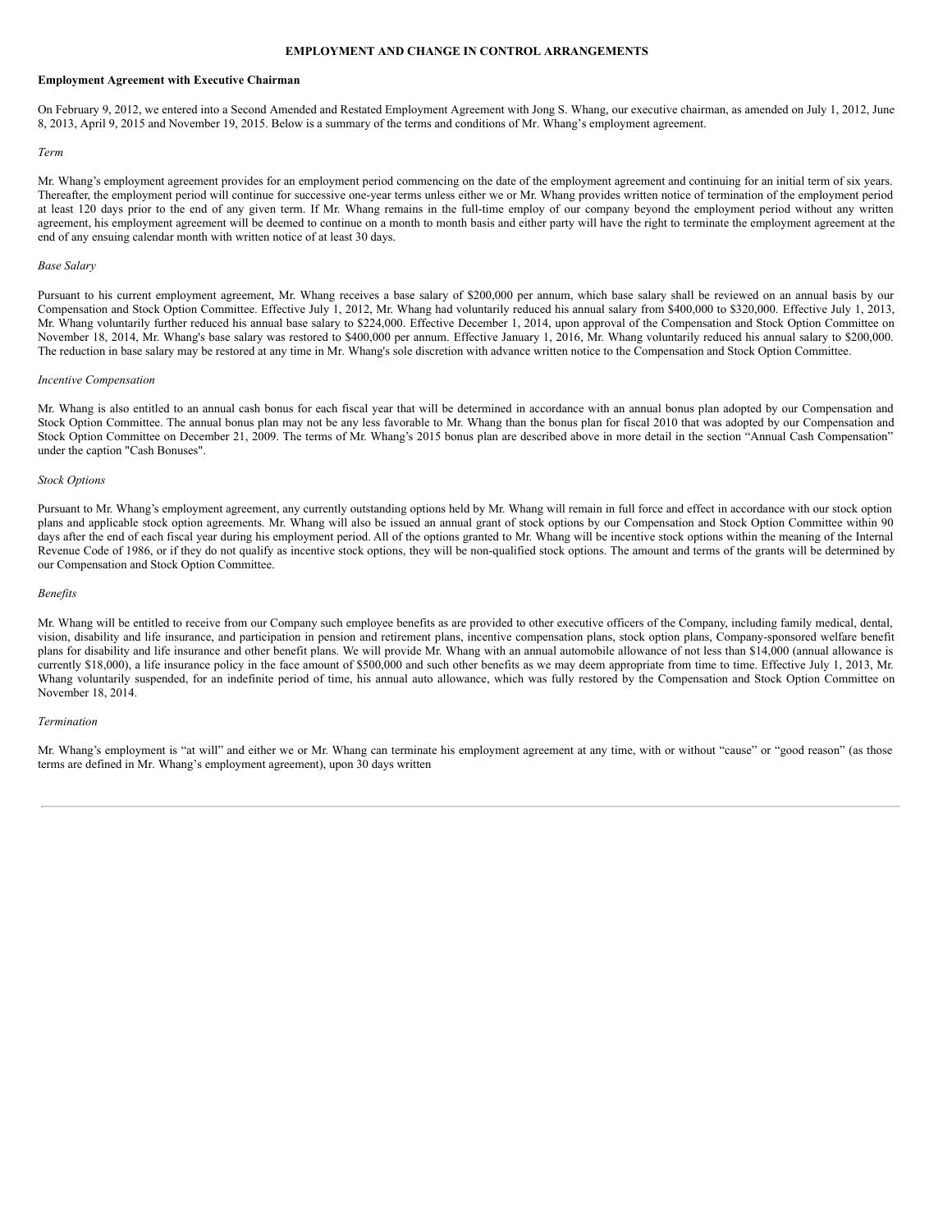## EMPLOYMENT AND CHANGE IN CONTROL ARRANGEMENTS

### Employment Agreement with Executive Chairman

On February 9, 2012, we entered into a Second Amended and Restated Employment Agreement with Jong S. Whang, our executive chairman, as amended on July 1, 2012, June 8, 2013, April 9, 2015 and November 19, 2015. Below is a summary of the terms and conditions of Mr. Whang's employment agreement.

*Term*

Mr. Whang's employment agreement provides for an employment period commencing on the date of the employment agreement and continuing for an initial term of six years. Thereafter, the employment period will continue for successive one-year terms unless either we or Mr. Whang provides written notice of termination of the employment period at least 120 days prior to the end of any given term. If Mr. Whang remains in the full-time employ of our company beyond the employment period without any written agreement, his employment agreement will be deemed to continue on a month to month basis and either party will have the right to terminate the employment agreement at the end of any ensuing calendar month with written notice of at least 30 days.

*Base Salary*

Pursuant to his current employment agreement, Mr. Whang receives a base salary of $200,000 per annum, which base salary shall be reviewed on an annual basis by our Compensation and Stock Option Committee. Effective July 1, 2012, Mr. Whang had voluntarily reduced his annual salary from $400,000 to $320,000. Effective July 1, 2013, Mr. Whang voluntarily further reduced his annual base salary to $224,000. Effective December 1, 2014, upon approval of the Compensation and Stock Option Committee on November 18, 2014, Mr. Whang's base salary was restored to $400,000 per annum. Effective January 1, 2016, Mr. Whang voluntarily reduced his annual salary to $200,000. The reduction in base salary may be restored at any time in Mr. Whang's sole discretion with advance written notice to the Compensation and Stock Option Committee.

*Incentive Compensation*

Mr. Whang is also entitled to an annual cash bonus for each fiscal year that will be determined in accordance with an annual bonus plan adopted by our Compensation and Stock Option Committee. The annual bonus plan may not be any less favorable to Mr. Whang than the bonus plan for fiscal 2010 that was adopted by our Compensation and Stock Option Committee on December 21, 2009. The terms of Mr. Whang's 2015 bonus plan are described above in more detail in the section "Annual Cash Compensation" under the caption "Cash Bonuses".

*Stock Options*

Pursuant to Mr. Whang's employment agreement, any currently outstanding options held by Mr. Whang will remain in full force and effect in accordance with our stock option plans and applicable stock option agreements. Mr. Whang will also be issued an annual grant of stock options by our Compensation and Stock Option Committee within 90 days after the end of each fiscal year during his employment period. All of the options granted to Mr. Whang will be incentive stock options within the meaning of the Internal Revenue Code of 1986, or if they do not qualify as incentive stock options, they will be non-qualified stock options. The amount and terms of the grants will be determined by our Compensation and Stock Option Committee.

*Benefits*

Mr. Whang will be entitled to receive from our Company such employee benefits as are provided to other executive officers of the Company, including family medical, dental, vision, disability and life insurance, and participation in pension and retirement plans, incentive compensation plans, stock option plans, Company-sponsored welfare benefit plans for disability and life insurance and other benefit plans. We will provide Mr. Whang with an annual automobile allowance of not less than $14,000 (annual allowance is currently $18,000), a life insurance policy in the face amount of $500,000 and such other benefits as we may deem appropriate from time to time. Effective July 1, 2013, Mr. Whang voluntarily suspended, for an indefinite period of time, his annual auto allowance, which was fully restored by the Compensation and Stock Option Committee on November 18, 2014.

*Termination*

Mr. Whang's employment is "at will" and either we or Mr. Whang can terminate his employment agreement at any time, with or without "cause" or "good reason" (as those terms are defined in Mr. Whang's employment agreement), upon 30 days written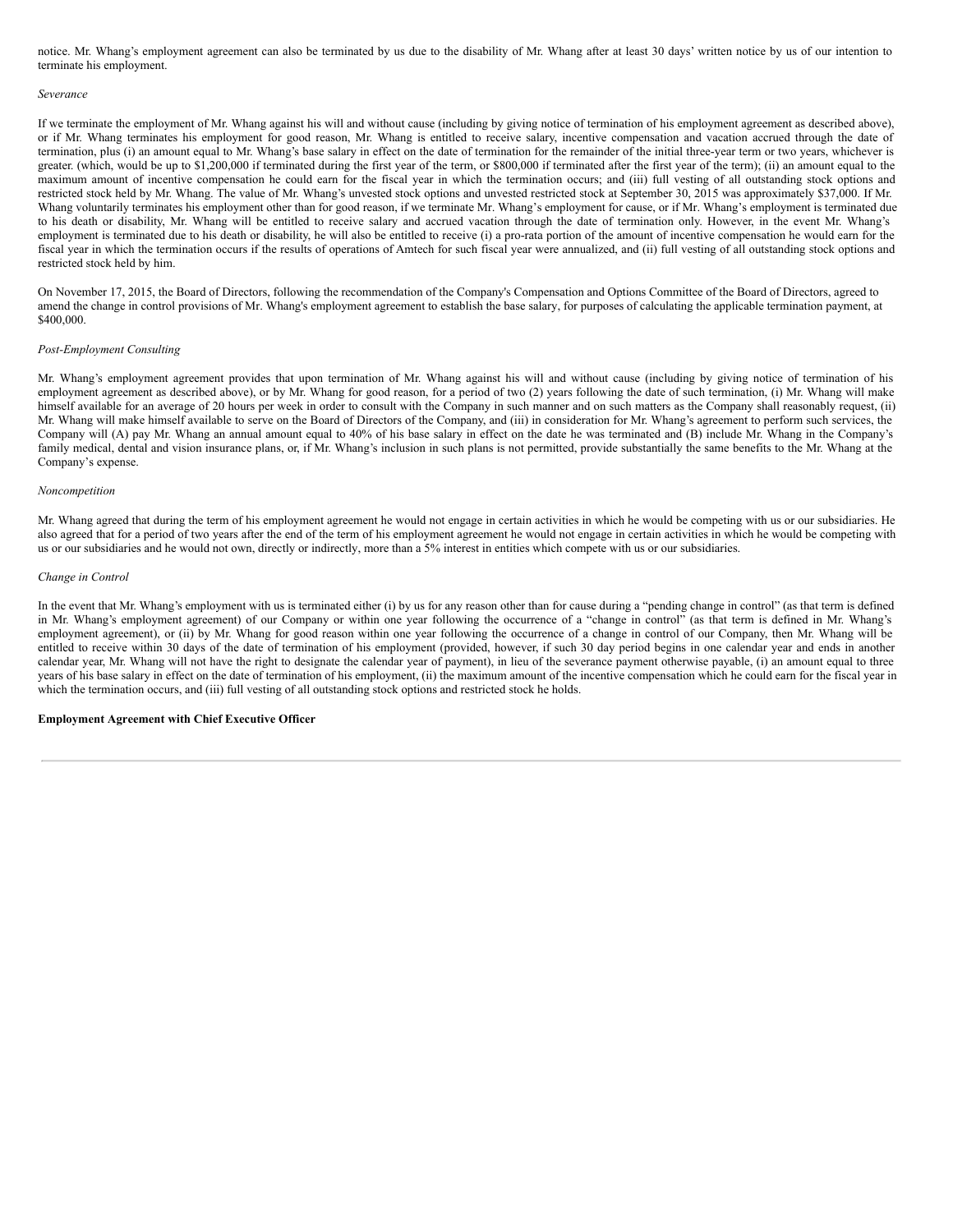notice. Mr. Whang's employment agreement can also be terminated by us due to the disability of Mr. Whang after at least 30 days' written notice by us of our intention to terminate his employment.

*Severance*

If we terminate the employment of Mr. Whang against his will and without cause (including by giving notice of termination of his employment agreement as described above), or if Mr. Whang terminates his employment for good reason, Mr. Whang is entitled to receive salary, incentive compensation and vacation accrued through the date of termination, plus (i) an amount equal to Mr. Whang's base salary in effect on the date of termination for the remainder of the initial three-year term or two years, whichever is greater. (which, would be up to $1,200,000 if terminated during the first year of the term, or $800,000 if terminated after the first year of the term); (ii) an amount equal to the maximum amount of incentive compensation he could earn for the fiscal year in which the termination occurs; and (iii) full vesting of all outstanding stock options and restricted stock held by Mr. Whang. The value of Mr. Whang's unvested stock options and unvested restricted stock at September 30, 2015 was approximately $37,000. If Mr. Whang voluntarily terminates his employment other than for good reason, if we terminate Mr. Whang's employment for cause, or if Mr. Whang's employment is terminated due to his death or disability, Mr. Whang will be entitled to receive salary and accrued vacation through the date of termination only. However, in the event Mr. Whang's employment is terminated due to his death or disability, he will also be entitled to receive (i) a pro-rata portion of the amount of incentive compensation he would earn for the fiscal year in which the termination occurs if the results of operations of Amtech for such fiscal year were annualized, and (ii) full vesting of all outstanding stock options and restricted stock held by him.

On November 17, 2015, the Board of Directors, following the recommendation of the Company's Compensation and Options Committee of the Board of Directors, agreed to amend the change in control provisions of Mr. Whang's employment agreement to establish the base salary, for purposes of calculating the applicable termination payment, at $400,000.

*Post-Employment Consulting*

Mr. Whang's employment agreement provides that upon termination of Mr. Whang against his will and without cause (including by giving notice of termination of his employment agreement as described above), or by Mr. Whang for good reason, for a period of two (2) years following the date of such termination, (i) Mr. Whang will make himself available for an average of 20 hours per week in order to consult with the Company in such manner and on such matters as the Company shall reasonably request, (ii) Mr. Whang will make himself available to serve on the Board of Directors of the Company, and (iii) in consideration for Mr. Whang's agreement to perform such services, the Company will (A) pay Mr. Whang an annual amount equal to 40% of his base salary in effect on the date he was terminated and (B) include Mr. Whang in the Company's family medical, dental and vision insurance plans, or, if Mr. Whang's inclusion in such plans is not permitted, provide substantially the same benefits to the Mr. Whang at the Company's expense.

*Noncompetition*

Mr. Whang agreed that during the term of his employment agreement he would not engage in certain activities in which he would be competing with us or our subsidiaries. He also agreed that for a period of two years after the end of the term of his employment agreement he would not engage in certain activities in which he would be competing with us or our subsidiaries and he would not own, directly or indirectly, more than a 5% interest in entities which compete with us or our subsidiaries.

*Change in Control*

In the event that Mr. Whang's employment with us is terminated either (i) by us for any reason other than for cause during a "pending change in control" (as that term is defined in Mr. Whang's employment agreement) of our Company or within one year following the occurrence of a "change in control" (as that term is defined in Mr. Whang's employment agreement), or (ii) by Mr. Whang for good reason within one year following the occurrence of a change in control of our Company, then Mr. Whang will be entitled to receive within 30 days of the date of termination of his employment (provided, however, if such 30 day period begins in one calendar year and ends in another calendar year, Mr. Whang will not have the right to designate the calendar year of payment), in lieu of the severance payment otherwise payable, (i) an amount equal to three years of his base salary in effect on the date of termination of his employment, (ii) the maximum amount of the incentive compensation which he could earn for the fiscal year in which the termination occurs, and (iii) full vesting of all outstanding stock options and restricted stock he holds.

**Employment Agreement with Chief Executive Officer**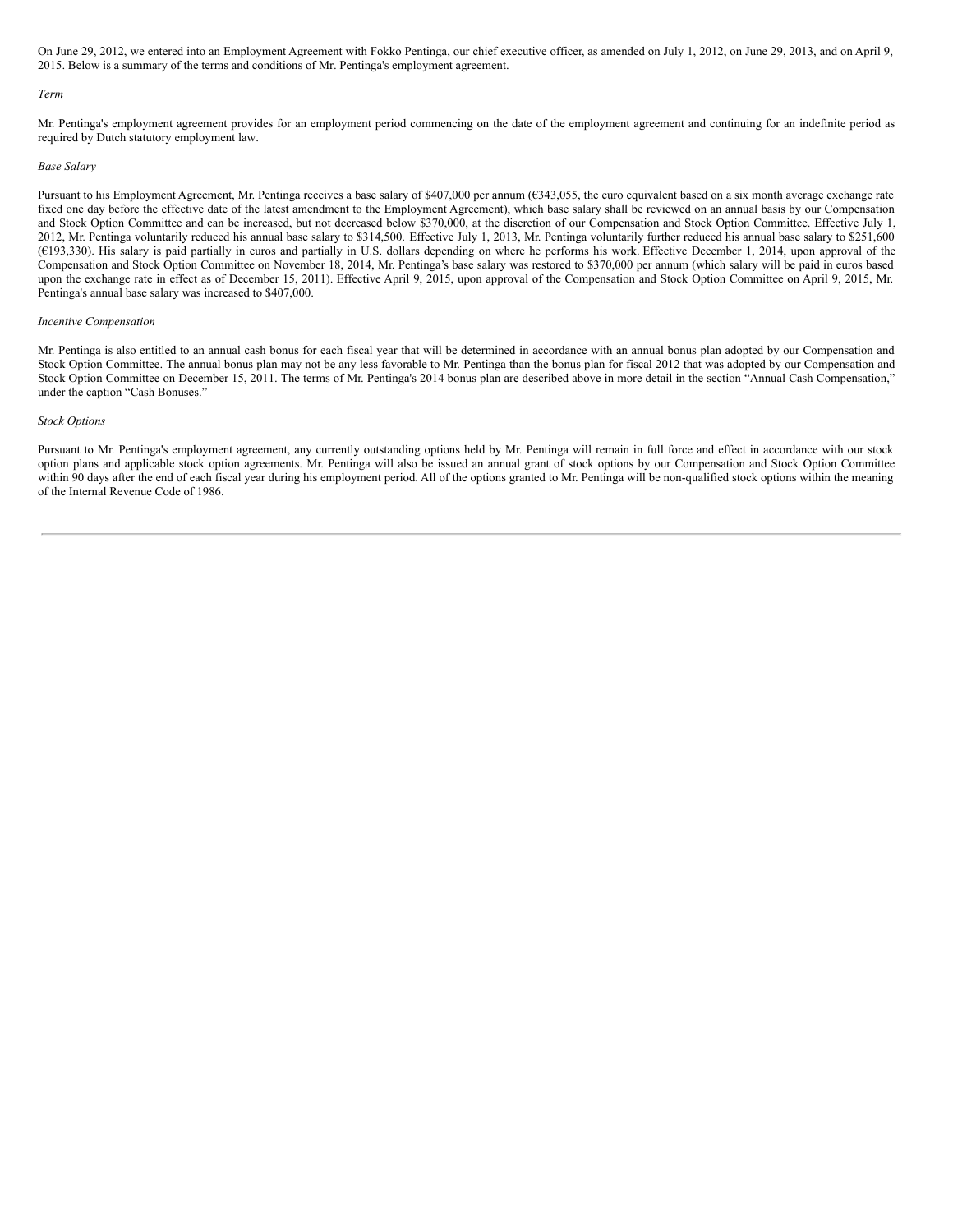On June 29, 2012, we entered into an Employment Agreement with Fokko Pentinga, our chief executive officer, as amended on July 1, 2012, on June 29, 2013, and on April 9, 2015. Below is a summary of the terms and conditions of Mr. Pentinga's employment agreement.

*Term*

Mr. Pentinga's employment agreement provides for an employment period commencing on the date of the employment agreement and continuing for an indefinite period as required by Dutch statutory employment law.

*Base Salary*

Pursuant to his Employment Agreement, Mr. Pentinga receives a base salary of $407,000 per annum (€343,055, the euro equivalent based on a six month average exchange rate fixed one day before the effective date of the latest amendment to the Employment Agreement), which base salary shall be reviewed on an annual basis by our Compensation and Stock Option Committee and can be increased, but not decreased below $370,000, at the discretion of our Compensation and Stock Option Committee. Effective July 1, 2012, Mr. Pentinga voluntarily reduced his annual base salary to $314,500. Effective July 1, 2013, Mr. Pentinga voluntarily further reduced his annual base salary to $251,600 (€193,330). His salary is paid partially in euros and partially in U.S. dollars depending on where he performs his work. Effective December 1, 2014, upon approval of the Compensation and Stock Option Committee on November 18, 2014, Mr. Pentinga's base salary was restored to $370,000 per annum (which salary will be paid in euros based upon the exchange rate in effect as of December 15, 2011). Effective April 9, 2015, upon approval of the Compensation and Stock Option Committee on April 9, 2015, Mr. Pentinga's annual base salary was increased to $407,000.

*Incentive Compensation*

Mr. Pentinga is also entitled to an annual cash bonus for each fiscal year that will be determined in accordance with an annual bonus plan adopted by our Compensation and Stock Option Committee. The annual bonus plan may not be any less favorable to Mr. Pentinga than the bonus plan for fiscal 2012 that was adopted by our Compensation and Stock Option Committee on December 15, 2011. The terms of Mr. Pentinga's 2014 bonus plan are described above in more detail in the section "Annual Cash Compensation," under the caption "Cash Bonuses."

*Stock Options*

Pursuant to Mr. Pentinga's employment agreement, any currently outstanding options held by Mr. Pentinga will remain in full force and effect in accordance with our stock option plans and applicable stock option agreements. Mr. Pentinga will also be issued an annual grant of stock options by our Compensation and Stock Option Committee within 90 days after the end of each fiscal year during his employment period. All of the options granted to Mr. Pentinga will be non-qualified stock options within the meaning of the Internal Revenue Code of 1986.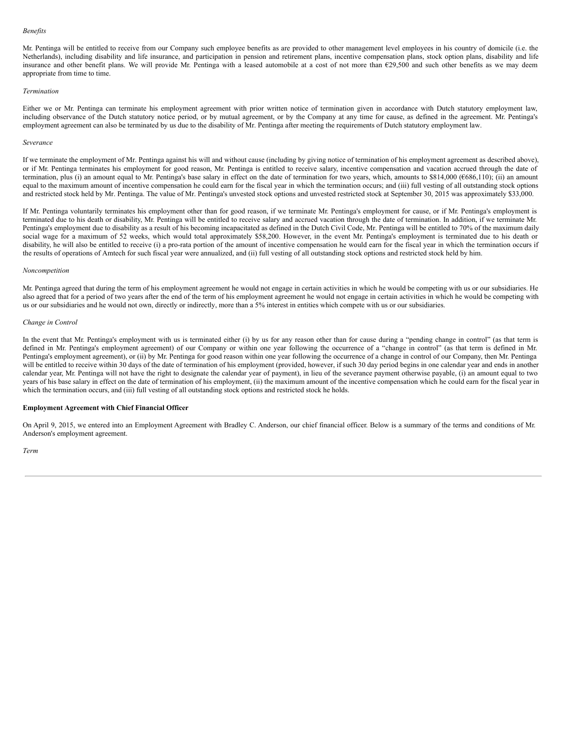*Benefits*

Mr. Pentinga will be entitled to receive from our Company such employee benefits as are provided to other management level employees in his country of domicile (i.e. the Netherlands), including disability and life insurance, and participation in pension and retirement plans, incentive compensation plans, stock option plans, disability and life insurance and other benefit plans. We will provide Mr. Pentinga with a leased automobile at a cost of not more than €29,500 and such other benefits as we may deem appropriate from time to time.

*Termination*

Either we or Mr. Pentinga can terminate his employment agreement with prior written notice of termination given in accordance with Dutch statutory employment law, including observance of the Dutch statutory notice period, or by mutual agreement, or by the Company at any time for cause, as defined in the agreement. Mr. Pentinga's employment agreement can also be terminated by us due to the disability of Mr. Pentinga after meeting the requirements of Dutch statutory employment law.

*Severance*

If we terminate the employment of Mr. Pentinga against his will and without cause (including by giving notice of termination of his employment agreement as described above), or if Mr. Pentinga terminates his employment for good reason, Mr. Pentinga is entitled to receive salary, incentive compensation and vacation accrued through the date of termination, plus (i) an amount equal to Mr. Pentinga's base salary in effect on the date of termination for two years, which, amounts to $814,000 (€686,110); (ii) an amount equal to the maximum amount of incentive compensation he could earn for the fiscal year in which the termination occurs; and (iii) full vesting of all outstanding stock options and restricted stock held by Mr. Pentinga. The value of Mr. Pentinga's unvested stock options and unvested restricted stock at September 30, 2015 was approximately $33,000.

If Mr. Pentinga voluntarily terminates his employment other than for good reason, if we terminate Mr. Pentinga's employment for cause, or if Mr. Pentinga's employment is terminated due to his death or disability, Mr. Pentinga will be entitled to receive salary and accrued vacation through the date of termination. In addition, if we terminate Mr. Pentinga's employment due to disability as a result of his becoming incapacitated as defined in the Dutch Civil Code, Mr. Pentinga will be entitled to 70% of the maximum daily social wage for a maximum of 52 weeks, which would total approximately $58,200. However, in the event Mr. Pentinga's employment is terminated due to his death or disability, he will also be entitled to receive (i) a pro-rata portion of the amount of incentive compensation he would earn for the fiscal year in which the termination occurs if the results of operations of Amtech for such fiscal year were annualized, and (ii) full vesting of all outstanding stock options and restricted stock held by him.

*Noncompetition*

Mr. Pentinga agreed that during the term of his employment agreement he would not engage in certain activities in which he would be competing with us or our subsidiaries. He also agreed that for a period of two years after the end of the term of his employment agreement he would not engage in certain activities in which he would be competing with us or our subsidiaries and he would not own, directly or indirectly, more than a 5% interest in entities which compete with us or our subsidiaries.

*Change in Control*

In the event that Mr. Pentinga's employment with us is terminated either (i) by us for any reason other than for cause during a "pending change in control" (as that term is defined in Mr. Pentinga's employment agreement) of our Company or within one year following the occurrence of a "change in control" (as that term is defined in Mr. Pentinga's employment agreement), or (ii) by Mr. Pentinga for good reason within one year following the occurrence of a change in control of our Company, then Mr. Pentinga will be entitled to receive within 30 days of the date of termination of his employment (provided, however, if such 30 day period begins in one calendar year and ends in another calendar year, Mr. Pentinga will not have the right to designate the calendar year of payment), in lieu of the severance payment otherwise payable, (i) an amount equal to two years of his base salary in effect on the date of termination of his employment, (ii) the maximum amount of the incentive compensation which he could earn for the fiscal year in which the termination occurs, and (iii) full vesting of all outstanding stock options and restricted stock he holds.

**Employment Agreement with Chief Financial Officer**

On April 9, 2015, we entered into an Employment Agreement with Bradley C. Anderson, our chief financial officer. Below is a summary of the terms and conditions of Mr. Anderson's employment agreement.

*Term*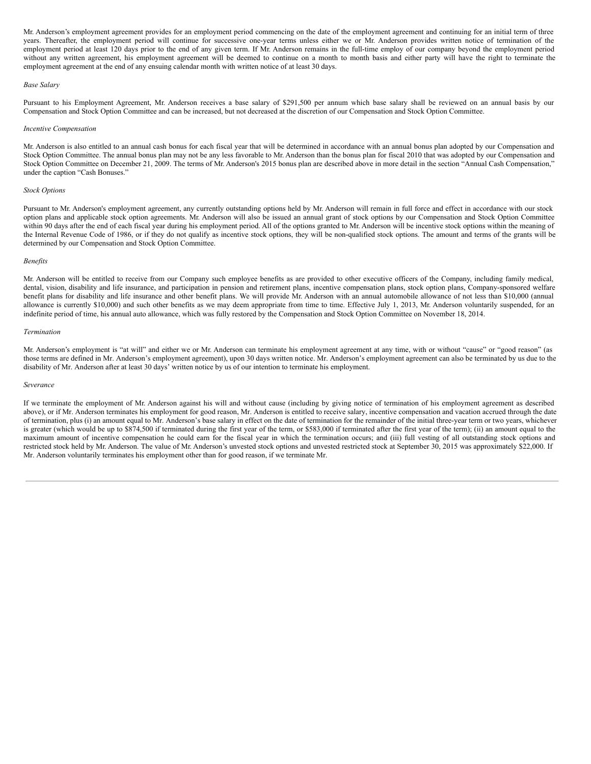Mr. Anderson's employment agreement provides for an employment period commencing on the date of the employment agreement and continuing for an initial term of three years. Thereafter, the employment period will continue for successive one-year terms unless either we or Mr. Anderson provides written notice of termination of the employment period at least 120 days prior to the end of any given term. If Mr. Anderson remains in the full-time employ of our company beyond the employment period without any written agreement, his employment agreement will be deemed to continue on a month to month basis and either party will have the right to terminate the employment agreement at the end of any ensuing calendar month with written notice of at least 30 days.

*Base Salary*

Pursuant to his Employment Agreement, Mr. Anderson receives a base salary of $291,500 per annum which base salary shall be reviewed on an annual basis by our Compensation and Stock Option Committee and can be increased, but not decreased at the discretion of our Compensation and Stock Option Committee.

*Incentive Compensation*

Mr. Anderson is also entitled to an annual cash bonus for each fiscal year that will be determined in accordance with an annual bonus plan adopted by our Compensation and Stock Option Committee. The annual bonus plan may not be any less favorable to Mr. Anderson than the bonus plan for fiscal 2010 that was adopted by our Compensation and Stock Option Committee on December 21, 2009. The terms of Mr. Anderson's 2015 bonus plan are described above in more detail in the section "Annual Cash Compensation," under the caption "Cash Bonuses."

*Stock Options*

Pursuant to Mr. Anderson's employment agreement, any currently outstanding options held by Mr. Anderson will remain in full force and effect in accordance with our stock option plans and applicable stock option agreements. Mr. Anderson will also be issued an annual grant of stock options by our Compensation and Stock Option Committee within 90 days after the end of each fiscal year during his employment period. All of the options granted to Mr. Anderson will be incentive stock options within the meaning of the Internal Revenue Code of 1986, or if they do not qualify as incentive stock options, they will be non-qualified stock options. The amount and terms of the grants will be determined by our Compensation and Stock Option Committee.

*Benefits*

Mr. Anderson will be entitled to receive from our Company such employee benefits as are provided to other executive officers of the Company, including family medical, dental, vision, disability and life insurance, and participation in pension and retirement plans, incentive compensation plans, stock option plans, Company-sponsored welfare benefit plans for disability and life insurance and other benefit plans. We will provide Mr. Anderson with an annual automobile allowance of not less than $10,000 (annual allowance is currently $10,000) and such other benefits as we may deem appropriate from time to time. Effective July 1, 2013, Mr. Anderson voluntarily suspended, for an indefinite period of time, his annual auto allowance, which was fully restored by the Compensation and Stock Option Committee on November 18, 2014.

*Termination*

Mr. Anderson's employment is "at will" and either we or Mr. Anderson can terminate his employment agreement at any time, with or without "cause" or "good reason" (as those terms are defined in Mr. Anderson's employment agreement), upon 30 days written notice. Mr. Anderson's employment agreement can also be terminated by us due to the disability of Mr. Anderson after at least 30 days' written notice by us of our intention to terminate his employment.

*Severance*

If we terminate the employment of Mr. Anderson against his will and without cause (including by giving notice of termination of his employment agreement as described above), or if Mr. Anderson terminates his employment for good reason, Mr. Anderson is entitled to receive salary, incentive compensation and vacation accrued through the date of termination, plus (i) an amount equal to Mr. Anderson's base salary in effect on the date of termination for the remainder of the initial three-year term or two years, whichever is greater (which would be up to $874,500 if terminated during the first year of the term, or $583,000 if terminated after the first year of the term); (ii) an amount equal to the maximum amount of incentive compensation he could earn for the fiscal year in which the termination occurs; and (iii) full vesting of all outstanding stock options and restricted stock held by Mr. Anderson. The value of Mr. Anderson's unvested stock options and unvested restricted stock at September 30, 2015 was approximately $22,000. If Mr. Anderson voluntarily terminates his employment other than for good reason, if we terminate Mr.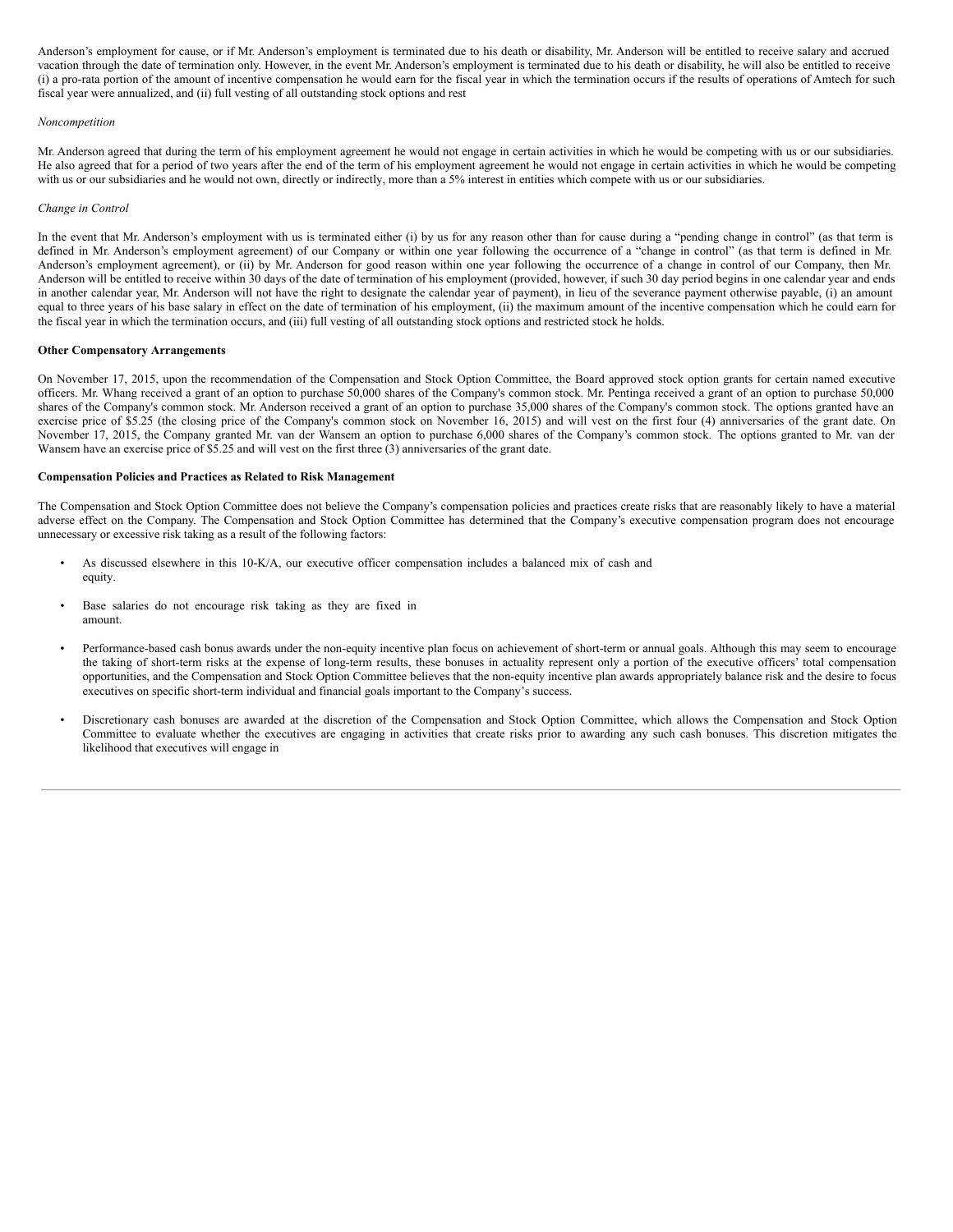Anderson's employment for cause, or if Mr. Anderson's employment is terminated due to his death or disability, Mr. Anderson will be entitled to receive salary and accrued vacation through the date of termination only. However, in the event Mr. Anderson's employment is terminated due to his death or disability, he will also be entitled to receive (i) a pro-rata portion of the amount of incentive compensation he would earn for the fiscal year in which the termination occurs if the results of operations of Amtech for such fiscal year were annualized, and (ii) full vesting of all outstanding stock options and rest

*Noncompetition*

Mr. Anderson agreed that during the term of his employment agreement he would not engage in certain activities in which he would be competing with us or our subsidiaries. He also agreed that for a period of two years after the end of the term of his employment agreement he would not engage in certain activities in which he would be competing with us or our subsidiaries and he would not own, directly or indirectly, more than a 5% interest in entities which compete with us or our subsidiaries.

*Change in Control*

In the event that Mr. Anderson's employment with us is terminated either (i) by us for any reason other than for cause during a "pending change in control" (as that term is defined in Mr. Anderson's employment agreement) of our Company or within one year following the occurrence of a "change in control" (as that term is defined in Mr. Anderson's employment agreement), or (ii) by Mr. Anderson for good reason within one year following the occurrence of a change in control of our Company, then Mr. Anderson will be entitled to receive within 30 days of the date of termination of his employment (provided, however, if such 30 day period begins in one calendar year and ends in another calendar year, Mr. Anderson will not have the right to designate the calendar year of payment), in lieu of the severance payment otherwise payable, (i) an amount equal to three years of his base salary in effect on the date of termination of his employment, (ii) the maximum amount of the incentive compensation which he could earn for the fiscal year in which the termination occurs, and (iii) full vesting of all outstanding stock options and restricted stock he holds.

**Other Compensatory Arrangements**

On November 17, 2015, upon the recommendation of the Compensation and Stock Option Committee, the Board approved stock option grants for certain named executive officers. Mr. Whang received a grant of an option to purchase 50,000 shares of the Company's common stock. Mr. Pentinga received a grant of an option to purchase 50,000 shares of the Company's common stock. Mr. Anderson received a grant of an option to purchase 35,000 shares of the Company's common stock. The options granted have an exercise price of $5.25 (the closing price of the Company's common stock on November 16, 2015) and will vest on the first four (4) anniversaries of the grant date. On November 17, 2015, the Company granted Mr. van der Wansem an option to purchase 6,000 shares of the Company's common stock. The options granted to Mr. van der Wansem have an exercise price of $5.25 and will vest on the first three (3) anniversaries of the grant date.

**Compensation Policies and Practices as Related to Risk Management**

The Compensation and Stock Option Committee does not believe the Company's compensation policies and practices create risks that are reasonably likely to have a material adverse effect on the Company. The Compensation and Stock Option Committee has determined that the Company's executive compensation program does not encourage unnecessary or excessive risk taking as a result of the following factors:

- As discussed elsewhere in this 10-K/A, our executive officer compensation includes a balanced mix of cash and equity.
- Base salaries do not encourage risk taking as they are fixed in amount.
- Performance-based cash bonus awards under the non-equity incentive plan focus on achievement of short-term or annual goals. Although this may seem to encourage the taking of short-term risks at the expense of long-term results, these bonuses in actuality represent only a portion of the executive officers' total compensation opportunities, and the Compensation and Stock Option Committee believes that the non-equity incentive plan awards appropriately balance risk and the desire to focus executives on specific short-term individual and financial goals important to the Company's success.
- Discretionary cash bonuses are awarded at the discretion of the Compensation and Stock Option Committee, which allows the Compensation and Stock Option Committee to evaluate whether the executives are engaging in activities that create risks prior to awarding any such cash bonuses. This discretion mitigates the likelihood that executives will engage in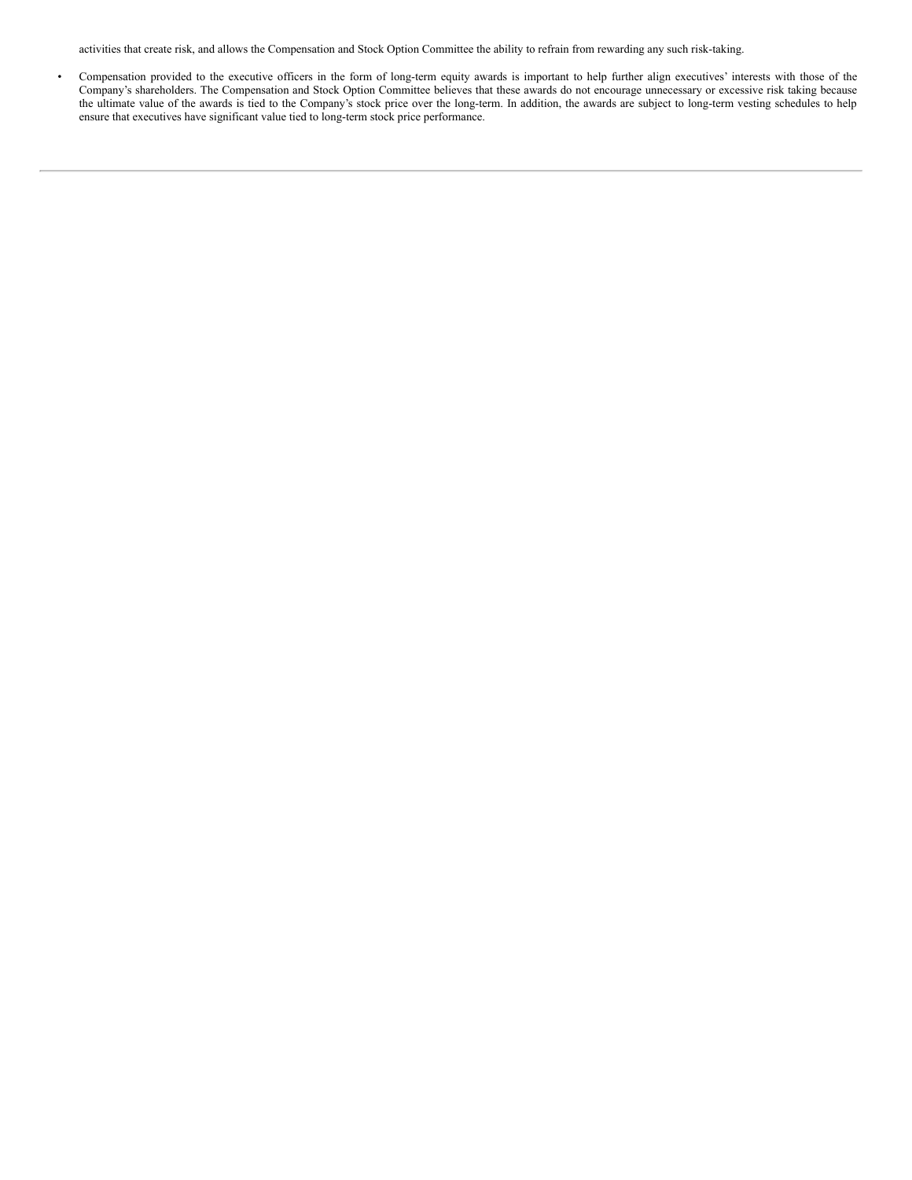activities that create risk, and allows the Compensation and Stock Option Committee the ability to refrain from rewarding any such risk-taking.

- Compensation provided to the executive officers in the form of long-term equity awards is important to help further align executives' interests with those of the Company's shareholders. The Compensation and Stock Option Committee believes that these awards do not encourage unnecessary or excessive risk taking because the ultimate value of the awards is tied to the Company's stock price over the long-term. In addition, the awards are subject to long-term vesting schedules to help ensure that executives have significant value tied to long-term stock price performance.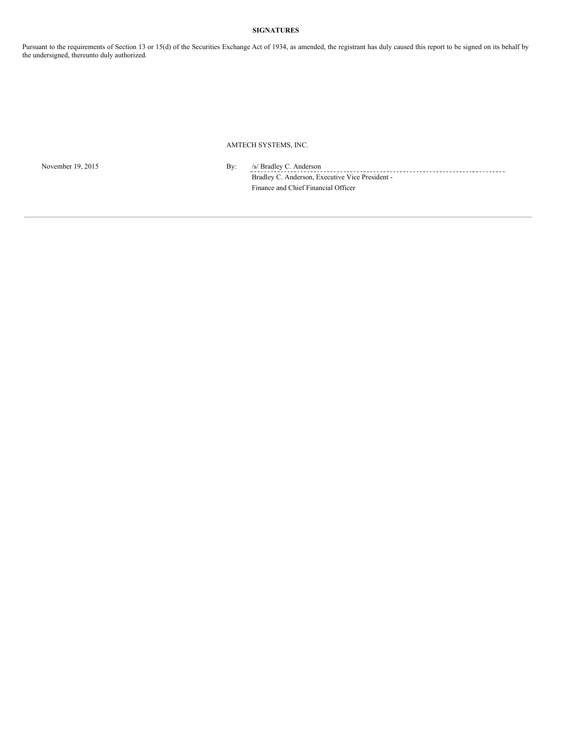**SIGNATURES**

Pursuant to the requirements of Section 13 or 15(d) of the Securities Exchange Act of 1934, as amended, the registrant has duly caused this report to be signed on its behalf by the undersigned, thereunto duly authorized.

AMTECH SYSTEMS, INC.

November 19, 2015

By: /s/ Bradley C. Anderson
Bradley C. Anderson, Executive Vice President - Finance and Chief Financial Officer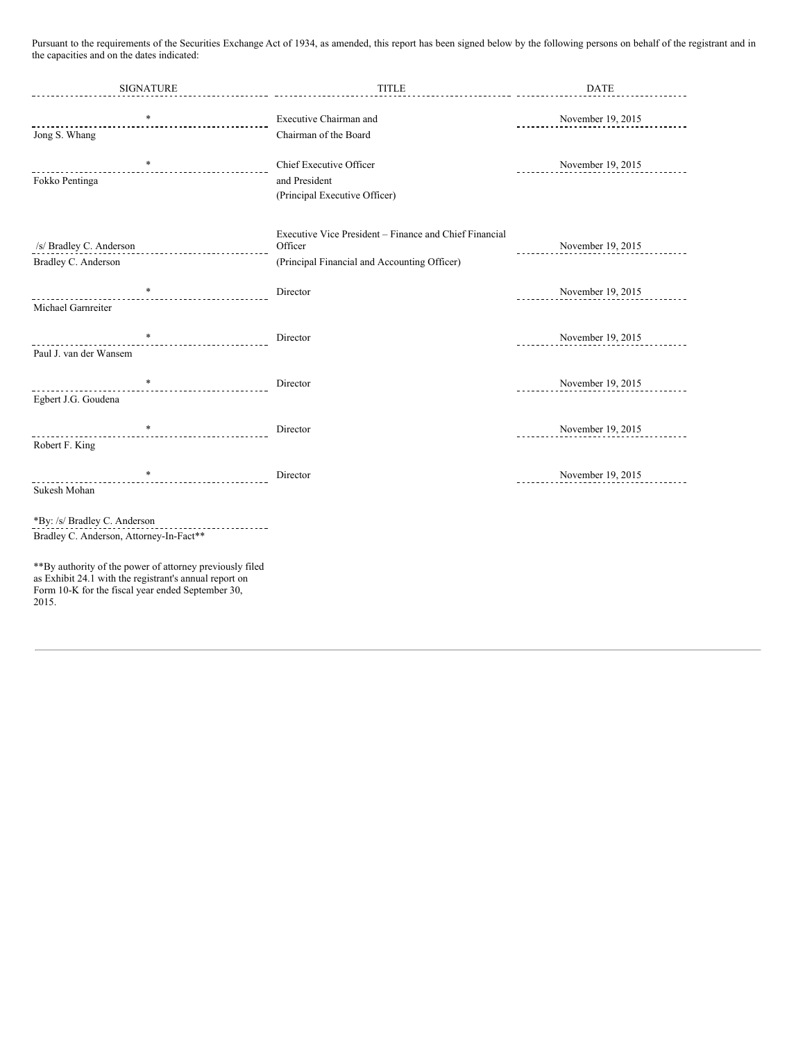Pursuant to the requirements of the Securities Exchange Act of 1934, as amended, this report has been signed below by the following persons on behalf of the registrant and in the capacities and on the dates indicated:

| SIGNATURE | TITLE | DATE |
| --- | --- | --- |
| *<br>Jong S. Whang | Executive Chairman and<br>Chairman of the Board | November 19, 2015 |
| *<br>Fokko Pentinga | Chief Executive Officer<br>and President<br>(Principal Executive Officer) | November 19, 2015 |
| /s/ Bradley C. Anderson<br>Bradley C. Anderson | Executive Vice President – Finance and Chief Financial Officer<br>(Principal Financial and Accounting Officer) | November 19, 2015 |
| *<br>Michael Garnreiter | Director | November 19, 2015 |
| *<br>Paul J. van der Wansem | Director | November 19, 2015 |
| *<br>Egbert J.G. Goudena | Director | November 19, 2015 |
| *<br>Robert F. King | Director | November 19, 2015 |
| *<br>Sukesh Mohan | Director | November 19, 2015 |

*By: /s/ Bradley C. Anderson
Bradley C. Anderson, Attorney-In-Fact**

**By authority of the power of attorney previously filed as Exhibit 24.1 with the registrant's annual report on Form 10-K for the fiscal year ended September 30, 2015.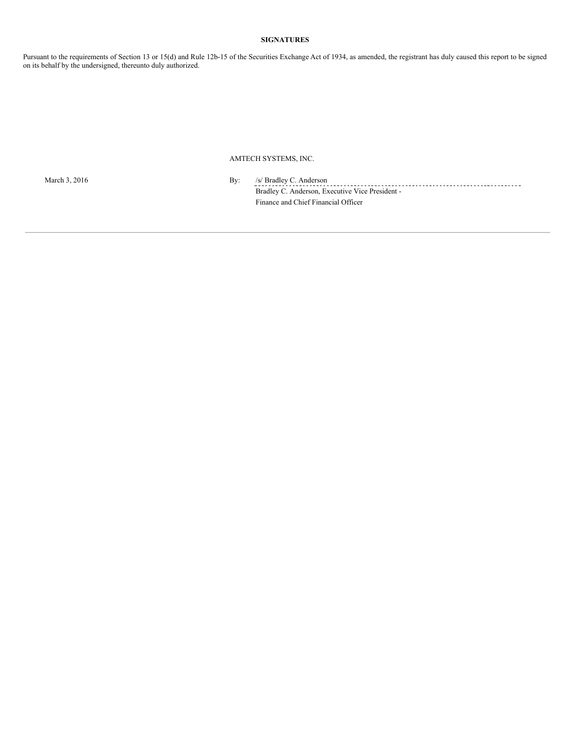**SIGNATURES**

Pursuant to the requirements of Section 13 or 15(d) and Rule 12b-15 of the Securities Exchange Act of 1934, as amended, the registrant has duly caused this report to be signed on its behalf by the undersigned, thereunto duly authorized.

AMTECH SYSTEMS, INC.

March 3, 2016

By: /s/ Bradley C. Anderson

Bradley C. Anderson, Executive Vice President - Finance and Chief Financial Officer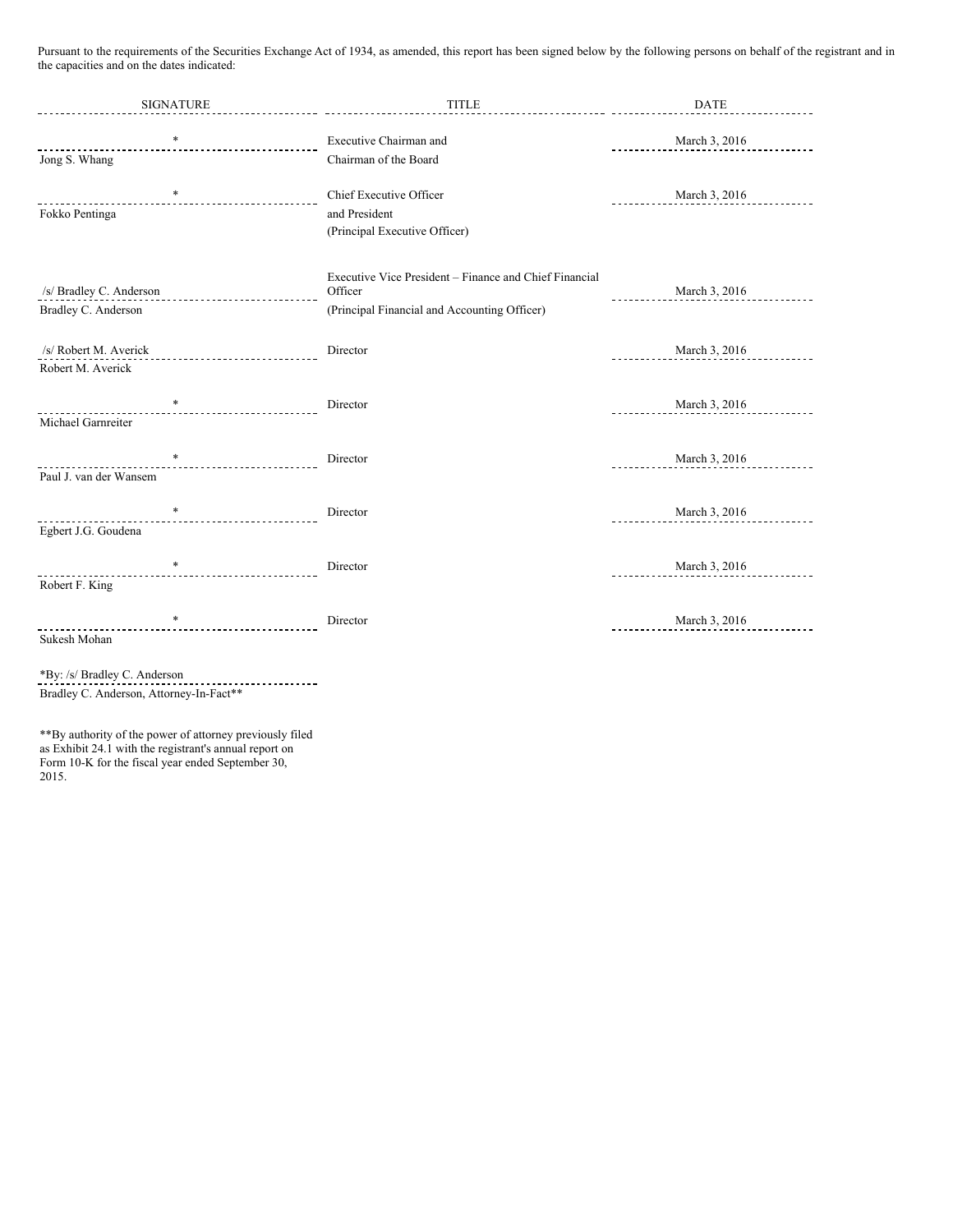Pursuant to the requirements of the Securities Exchange Act of 1934, as amended, this report has been signed below by the following persons on behalf of the registrant and in the capacities and on the dates indicated:

| SIGNATURE | TITLE | DATE |
| --- | --- | --- |
| *<br>Jong S. Whang | Executive Chairman and<br>Chairman of the Board | March 3, 2016 |
| *<br>Fokko Pentinga | Chief Executive Officer<br>and President<br>(Principal Executive Officer) | March 3, 2016 |
| /s/ Bradley C. Anderson<br>Bradley C. Anderson | Executive Vice President – Finance and Chief Financial Officer<br>(Principal Financial and Accounting Officer) | March 3, 2016 |
| /s/ Robert M. Averick<br>Robert M. Averick | Director | March 3, 2016 |
| *<br>Michael Garnreiter | Director | March 3, 2016 |
| *<br>Paul J. van der Wansem | Director | March 3, 2016 |
| *<br>Egbert J.G. Goudena | Director | March 3, 2016 |
| *<br>Robert F. King | Director | March 3, 2016 |
| *<br>Sukesh Mohan | Director | March 3, 2016 |

*By: /s/ Bradley C. Anderson
Bradley C. Anderson, Attorney-In-Fact**

**By authority of the power of attorney previously filed as Exhibit 24.1 with the registrant's annual report on Form 10-K for the fiscal year ended September 30, 2015.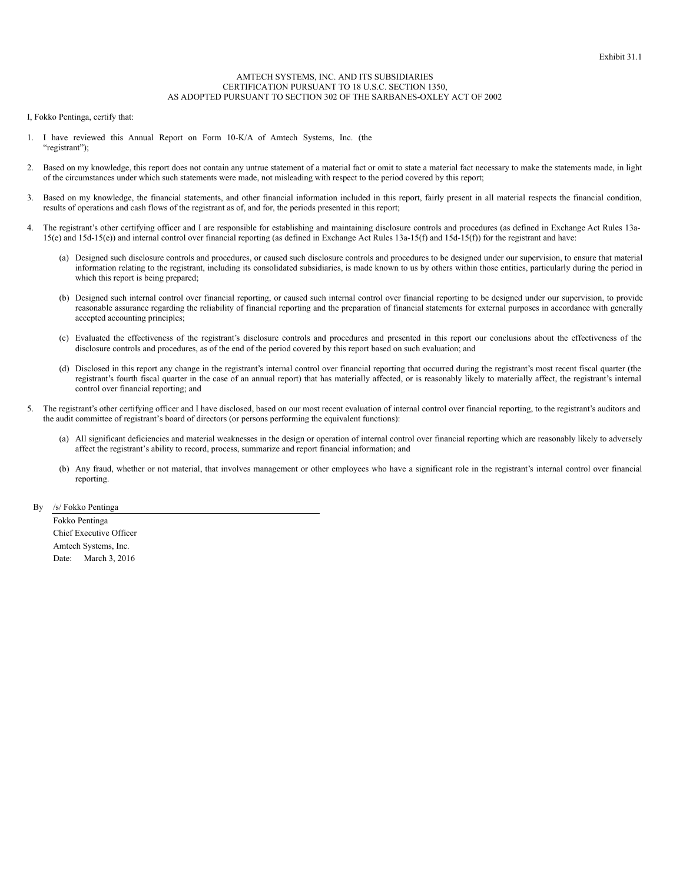Exhibit 31.1

AMTECH SYSTEMS, INC. AND ITS SUBSIDIARIES
CERTIFICATION PURSUANT TO 18 U.S.C. SECTION 1350,
AS ADOPTED PURSUANT TO SECTION 302 OF THE SARBANES-OXLEY ACT OF 2002

I, Fokko Pentinga, certify that:

1. I have reviewed this Annual Report on Form 10-K/A of Amtech Systems, Inc. (the "registrant");

2. Based on my knowledge, this report does not contain any untrue statement of a material fact or omit to state a material fact necessary to make the statements made, in light of the circumstances under which such statements were made, not misleading with respect to the period covered by this report;

3. Based on my knowledge, the financial statements, and other financial information included in this report, fairly present in all material respects the financial condition, results of operations and cash flows of the registrant as of, and for, the periods presented in this report;

4. The registrant's other certifying officer and I are responsible for establishing and maintaining disclosure controls and procedures (as defined in Exchange Act Rules 13a-15(e) and 15d-15(e)) and internal control over financial reporting (as defined in Exchange Act Rules 13a-15(f) and 15d-15(f)) for the registrant and have:

   (a) Designed such disclosure controls and procedures, or caused such disclosure controls and procedures to be designed under our supervision, to ensure that material information relating to the registrant, including its consolidated subsidiaries, is made known to us by others within those entities, particularly during the period in which this report is being prepared;

   (b) Designed such internal control over financial reporting, or caused such internal control over financial reporting to be designed under our supervision, to provide reasonable assurance regarding the reliability of financial reporting and the preparation of financial statements for external purposes in accordance with generally accepted accounting principles;

   (c) Evaluated the effectiveness of the registrant's disclosure controls and procedures and presented in this report our conclusions about the effectiveness of the disclosure controls and procedures, as of the end of the period covered by this report based on such evaluation; and

   (d) Disclosed in this report any change in the registrant's internal control over financial reporting that occurred during the registrant's most recent fiscal quarter (the registrant's fourth fiscal quarter in the case of an annual report) that has materially affected, or is reasonably likely to materially affect, the registrant's internal control over financial reporting; and

5. The registrant's other certifying officer and I have disclosed, based on our most recent evaluation of internal control over financial reporting, to the registrant's auditors and the audit committee of registrant's board of directors (or persons performing the equivalent functions):

   (a) All significant deficiencies and material weaknesses in the design or operation of internal control over financial reporting which are reasonably likely to adversely affect the registrant's ability to record, process, summarize and report financial information; and

   (b) Any fraud, whether or not material, that involves management or other employees who have a significant role in the registrant's internal control over financial reporting.

By /s/ Fokko Pentinga

Fokko Pentinga
Chief Executive Officer
Amtech Systems, Inc.
Date: March 3, 2016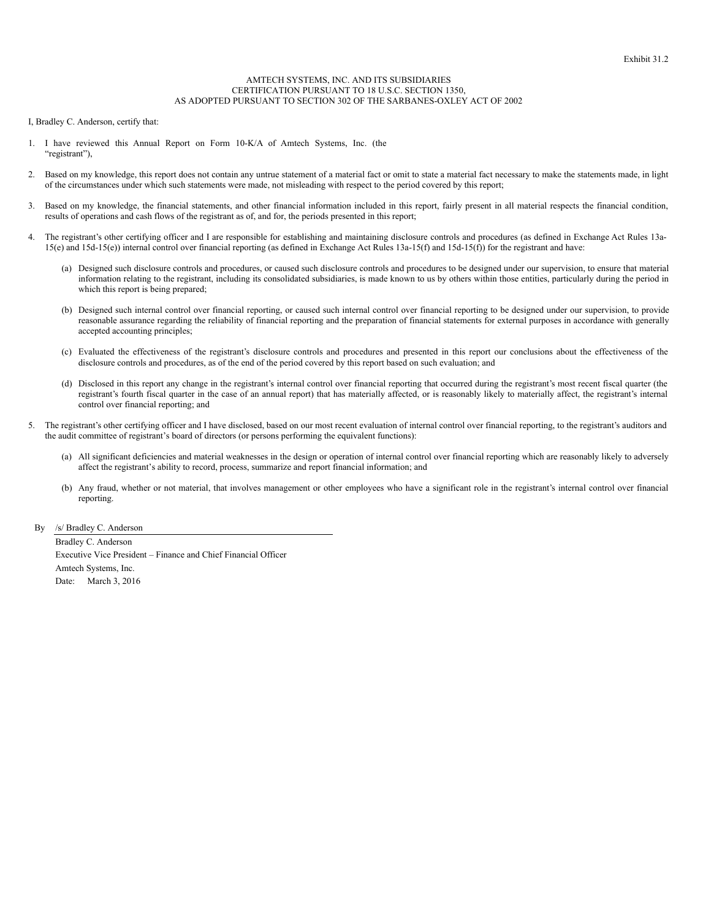Exhibit 31.2

AMTECH SYSTEMS, INC. AND ITS SUBSIDIARIES
CERTIFICATION PURSUANT TO 18 U.S.C. SECTION 1350,
AS ADOPTED PURSUANT TO SECTION 302 OF THE SARBANES-OXLEY ACT OF 2002

I, Bradley C. Anderson, certify that:

1. I have reviewed this Annual Report on Form 10-K/A of Amtech Systems, Inc. (the "registrant"),

2. Based on my knowledge, this report does not contain any untrue statement of a material fact or omit to state a material fact necessary to make the statements made, in light of the circumstances under which such statements were made, not misleading with respect to the period covered by this report;

3. Based on my knowledge, the financial statements, and other financial information included in this report, fairly present in all material respects the financial condition, results of operations and cash flows of the registrant as of, and for, the periods presented in this report;

4. The registrant's other certifying officer and I are responsible for establishing and maintaining disclosure controls and procedures (as defined in Exchange Act Rules 13a-15(e) and 15d-15(e)) internal control over financial reporting (as defined in Exchange Act Rules 13a-15(f) and 15d-15(f)) for the registrant and have:

   (a) Designed such disclosure controls and procedures, or caused such disclosure controls and procedures to be designed under our supervision, to ensure that material information relating to the registrant, including its consolidated subsidiaries, is made known to us by others within those entities, particularly during the period in which this report is being prepared;

   (b) Designed such internal control over financial reporting, or caused such internal control over financial reporting to be designed under our supervision, to provide reasonable assurance regarding the reliability of financial reporting and the preparation of financial statements for external purposes in accordance with generally accepted accounting principles;

   (c) Evaluated the effectiveness of the registrant's disclosure controls and procedures and presented in this report our conclusions about the effectiveness of the disclosure controls and procedures, as of the end of the period covered by this report based on such evaluation; and

   (d) Disclosed in this report any change in the registrant's internal control over financial reporting that occurred during the registrant's most recent fiscal quarter (the registrant's fourth fiscal quarter in the case of an annual report) that has materially affected, or is reasonably likely to materially affect, the registrant's internal control over financial reporting; and

5. The registrant's other certifying officer and I have disclosed, based on our most recent evaluation of internal control over financial reporting, to the registrant's auditors and the audit committee of registrant's board of directors (or persons performing the equivalent functions):

   (a) All significant deficiencies and material weaknesses in the design or operation of internal control over financial reporting which are reasonably likely to adversely affect the registrant's ability to record, process, summarize and report financial information; and

   (b) Any fraud, whether or not material, that involves management or other employees who have a significant role in the registrant's internal control over financial reporting.

By /s/ Bradley C. Anderson

Bradley C. Anderson
Executive Vice President – Finance and Chief Financial Officer
Amtech Systems, Inc.
Date: March 3, 2016